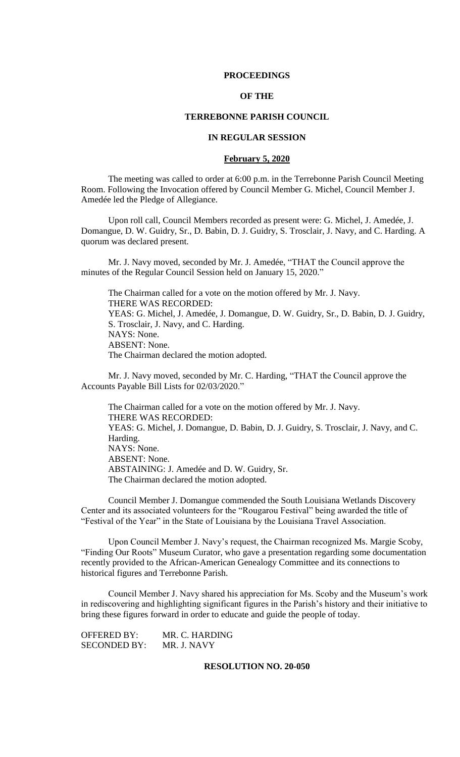# PROCEEDINGS

# OF THE

# TERREBONNE PARISH COUNCIL

# IN REGULAR SESSION

## February 5, 2020

The meeting was called to order at 6:00 p.m. in the Terrebonne Parish Council Meeting Room. Following the Invocation offered by Council Member G. Michel, Council Member J. Amedée led the Pledge of Allegiance.

Upon roll call, Council Members recorded as present were: G. Michel, J. Amedée, J. Domangue, D. W. Guidry, Sr., D. Babin, D. J. Guidry, S. Trosclair, J. Navy, and C. Harding. A quorum was declared present.

Mr. J. Navy moved, seconded by Mr. J. Amedée, "THAT the Council approve the minutes of the Regular Council Session held on January 15, 2020."

The Chairman called for a vote on the motion offered by Mr. J. Navy.
THERE WAS RECORDED:
YEAS: G. Michel, J. Amedée, J. Domangue, D. W. Guidry, Sr., D. Babin, D. J. Guidry, S. Trosclair, J. Navy, and C. Harding.
NAYS: None.
ABSENT: None.
The Chairman declared the motion adopted.

Mr. J. Navy moved, seconded by Mr. C. Harding, "THAT the Council approve the Accounts Payable Bill Lists for 02/03/2020."

The Chairman called for a vote on the motion offered by Mr. J. Navy.
THERE WAS RECORDED:
YEAS: G. Michel, J. Domangue, D. Babin, D. J. Guidry, S. Trosclair, J. Navy, and C. Harding.
NAYS: None.
ABSENT: None.
ABSTAINING: J. Amedée and D. W. Guidry, Sr.
The Chairman declared the motion adopted.

Council Member J. Domangue commended the South Louisiana Wetlands Discovery Center and its associated volunteers for the "Rougarou Festival" being awarded the title of "Festival of the Year" in the State of Louisiana by the Louisiana Travel Association.

Upon Council Member J. Navy's request, the Chairman recognized Ms. Margie Scoby, "Finding Our Roots" Museum Curator, who gave a presentation regarding some documentation recently provided to the African-American Genealogy Committee and its connections to historical figures and Terrebonne Parish.

Council Member J. Navy shared his appreciation for Ms. Scoby and the Museum's work in rediscovering and highlighting significant figures in the Parish's history and their initiative to bring these figures forward in order to educate and guide the people of today.

OFFERED BY: MR. C. HARDING
SECONDED BY: MR. J. NAVY

**RESOLUTION NO. 20-050**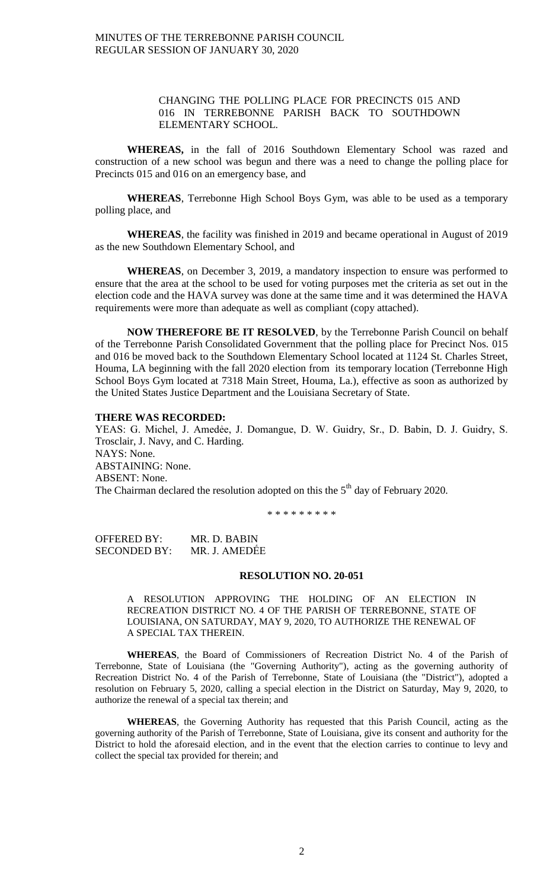CHANGING THE POLLING PLACE FOR PRECINCTS 015 AND 016 IN TERREBONNE PARISH BACK TO SOUTHDOWN ELEMENTARY SCHOOL.

**WHEREAS,** in the fall of 2016 Southdown Elementary School was razed and construction of a new school was begun and there was a need to change the polling place for Precincts 015 and 016 on an emergency base, and

**WHEREAS**, Terrebonne High School Boys Gym, was able to be used as a temporary polling place, and

**WHEREAS**, the facility was finished in 2019 and became operational in August of 2019 as the new Southdown Elementary School, and

**WHEREAS**, on December 3, 2019, a mandatory inspection to ensure was performed to ensure that the area at the school to be used for voting purposes met the criteria as set out in the election code and the HAVA survey was done at the same time and it was determined the HAVA requirements were more than adequate as well as compliant (copy attached).

**NOW THEREFORE BE IT RESOLVED**, by the Terrebonne Parish Council on behalf of the Terrebonne Parish Consolidated Government that the polling place for Precinct Nos. 015 and 016 be moved back to the Southdown Elementary School located at 1124 St. Charles Street, Houma, LA beginning with the fall 2020 election from its temporary location (Terrebonne High School Boys Gym located at 7318 Main Street, Houma, La.), effective as soon as authorized by the United States Justice Department and the Louisiana Secretary of State.

**THERE WAS RECORDED:**

YEAS: G. Michel, J. Amedèe, J. Domangue, D. W. Guidry, Sr., D. Babin, D. J. Guidry, S. Trosclair, J. Navy, and C. Harding.

NAYS: None.

ABSTAINING: None.

ABSENT: None.

The Chairman declared the resolution adopted on this the 5th day of February 2020.

\* \* \* \* \* \* \* \* \*

OFFERED BY: MR. D. BABIN
SECONDED BY: MR. J. AMEDÉE

## RESOLUTION NO. 20-051

A RESOLUTION APPROVING THE HOLDING OF AN ELECTION IN RECREATION DISTRICT NO. 4 OF THE PARISH OF TERREBONNE, STATE OF LOUISIANA, ON SATURDAY, MAY 9, 2020, TO AUTHORIZE THE RENEWAL OF A SPECIAL TAX THEREIN.

**WHEREAS**, the Board of Commissioners of Recreation District No. 4 of the Parish of Terrebonne, State of Louisiana (the "Governing Authority"), acting as the governing authority of Recreation District No. 4 of the Parish of Terrebonne, State of Louisiana (the "District"), adopted a resolution on February 5, 2020, calling a special election in the District on Saturday, May 9, 2020, to authorize the renewal of a special tax therein; and

**WHEREAS**, the Governing Authority has requested that this Parish Council, acting as the governing authority of the Parish of Terrebonne, State of Louisiana, give its consent and authority for the District to hold the aforesaid election, and in the event that the election carries to continue to levy and collect the special tax provided for therein; and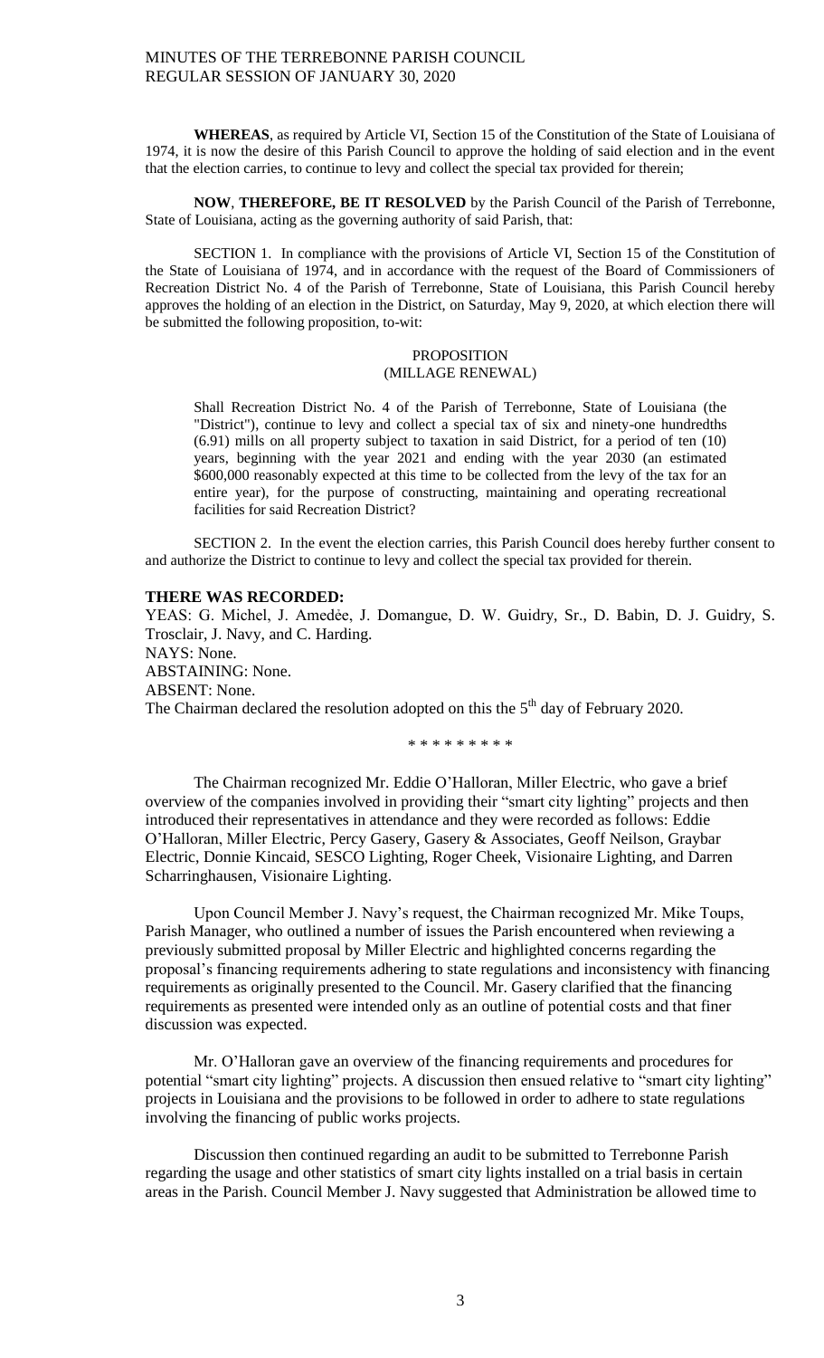**WHEREAS**, as required by Article VI, Section 15 of the Constitution of the State of Louisiana of 1974, it is now the desire of this Parish Council to approve the holding of said election and in the event that the election carries, to continue to levy and collect the special tax provided for therein;

**NOW**, **THEREFORE, BE IT RESOLVED** by the Parish Council of the Parish of Terrebonne, State of Louisiana, acting as the governing authority of said Parish, that:

SECTION 1. In compliance with the provisions of Article VI, Section 15 of the Constitution of the State of Louisiana of 1974, and in accordance with the request of the Board of Commissioners of Recreation District No. 4 of the Parish of Terrebonne, State of Louisiana, this Parish Council hereby approves the holding of an election in the District, on Saturday, May 9, 2020, at which election there will be submitted the following proposition, to-wit:

PROPOSITION
(MILLAGE RENEWAL)

> Shall Recreation District No. 4 of the Parish of Terrebonne, State of Louisiana (the "District"), continue to levy and collect a special tax of six and ninety-one hundredths (6.91) mills on all property subject to taxation in said District, for a period of ten (10) years, beginning with the year 2021 and ending with the year 2030 (an estimated $600,000 reasonably expected at this time to be collected from the levy of the tax for an entire year), for the purpose of constructing, maintaining and operating recreational facilities for said Recreation District?

SECTION 2. In the event the election carries, this Parish Council does hereby further consent to and authorize the District to continue to levy and collect the special tax provided for therein.

**THERE WAS RECORDED:**

YEAS: G. Michel, J. Amedée, J. Domangue, D. W. Guidry, Sr., D. Babin, D. J. Guidry, S. Trosclair, J. Navy, and C. Harding.
NAYS: None.
ABSTAINING: None.
ABSENT: None.
The Chairman declared the resolution adopted on this the 5th day of February 2020.

\* \* \* \* \* \* \* \* \*

The Chairman recognized Mr. Eddie O'Halloran, Miller Electric, who gave a brief overview of the companies involved in providing their "smart city lighting" projects and then introduced their representatives in attendance and they were recorded as follows: Eddie O'Halloran, Miller Electric, Percy Gasery, Gasery & Associates, Geoff Neilson, Graybar Electric, Donnie Kincaid, SESCO Lighting, Roger Cheek, Visionaire Lighting, and Darren Scharringhausen, Visionaire Lighting.

Upon Council Member J. Navy's request, the Chairman recognized Mr. Mike Toups, Parish Manager, who outlined a number of issues the Parish encountered when reviewing a previously submitted proposal by Miller Electric and highlighted concerns regarding the proposal's financing requirements adhering to state regulations and inconsistency with financing requirements as originally presented to the Council. Mr. Gasery clarified that the financing requirements as presented were intended only as an outline of potential costs and that finer discussion was expected.

Mr. O'Halloran gave an overview of the financing requirements and procedures for potential "smart city lighting" projects. A discussion then ensued relative to "smart city lighting" projects in Louisiana and the provisions to be followed in order to adhere to state regulations involving the financing of public works projects.

Discussion then continued regarding an audit to be submitted to Terrebonne Parish regarding the usage and other statistics of smart city lights installed on a trial basis in certain areas in the Parish. Council Member J. Navy suggested that Administration be allowed time to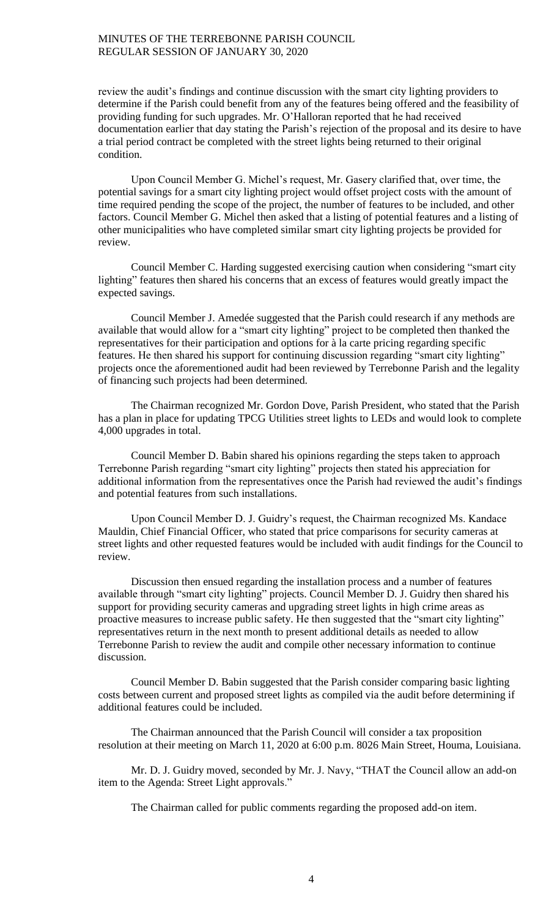review the audit's findings and continue discussion with the smart city lighting providers to determine if the Parish could benefit from any of the features being offered and the feasibility of providing funding for such upgrades. Mr. O'Halloran reported that he had received documentation earlier that day stating the Parish's rejection of the proposal and its desire to have a trial period contract be completed with the street lights being returned to their original condition.

Upon Council Member G. Michel's request, Mr. Gasery clarified that, over time, the potential savings for a smart city lighting project would offset project costs with the amount of time required pending the scope of the project, the number of features to be included, and other factors. Council Member G. Michel then asked that a listing of potential features and a listing of other municipalities who have completed similar smart city lighting projects be provided for review.

Council Member C. Harding suggested exercising caution when considering "smart city lighting" features then shared his concerns that an excess of features would greatly impact the expected savings.

Council Member J. Amedée suggested that the Parish could research if any methods are available that would allow for a "smart city lighting" project to be completed then thanked the representatives for their participation and options for à la carte pricing regarding specific features. He then shared his support for continuing discussion regarding "smart city lighting" projects once the aforementioned audit had been reviewed by Terrebonne Parish and the legality of financing such projects had been determined.

The Chairman recognized Mr. Gordon Dove, Parish President, who stated that the Parish has a plan in place for updating TPCG Utilities street lights to LEDs and would look to complete 4,000 upgrades in total.

Council Member D. Babin shared his opinions regarding the steps taken to approach Terrebonne Parish regarding "smart city lighting" projects then stated his appreciation for additional information from the representatives once the Parish had reviewed the audit's findings and potential features from such installations.

Upon Council Member D. J. Guidry's request, the Chairman recognized Ms. Kandace Mauldin, Chief Financial Officer, who stated that price comparisons for security cameras at street lights and other requested features would be included with audit findings for the Council to review.

Discussion then ensued regarding the installation process and a number of features available through "smart city lighting" projects. Council Member D. J. Guidry then shared his support for providing security cameras and upgrading street lights in high crime areas as proactive measures to increase public safety. He then suggested that the "smart city lighting" representatives return in the next month to present additional details as needed to allow Terrebonne Parish to review the audit and compile other necessary information to continue discussion.

Council Member D. Babin suggested that the Parish consider comparing basic lighting costs between current and proposed street lights as compiled via the audit before determining if additional features could be included.

The Chairman announced that the Parish Council will consider a tax proposition resolution at their meeting on March 11, 2020 at 6:00 p.m. 8026 Main Street, Houma, Louisiana.

Mr. D. J. Guidry moved, seconded by Mr. J. Navy, "THAT the Council allow an add-on item to the Agenda: Street Light approvals."

The Chairman called for public comments regarding the proposed add-on item.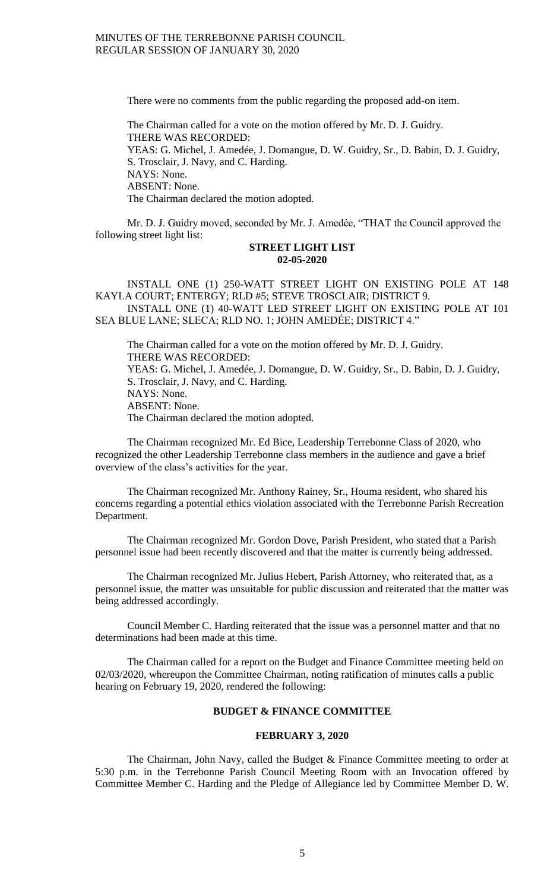There were no comments from the public regarding the proposed add-on item.

The Chairman called for a vote on the motion offered by Mr. D. J. Guidry.
THERE WAS RECORDED:
YEAS: G. Michel, J. Amedée, J. Domangue, D. W. Guidry, Sr., D. Babin, D. J. Guidry, S. Trosclair, J. Navy, and C. Harding.
NAYS: None.
ABSENT: None.
The Chairman declared the motion adopted.

Mr. D. J. Guidry moved, seconded by Mr. J. Amedée, "THAT the Council approved the following street light list:

**STREET LIGHT LIST**
**02-05-2020**

INSTALL ONE (1) 250-WATT STREET LIGHT ON EXISTING POLE AT 148 KAYLA COURT; ENTERGY; RLD #5; STEVE TROSCLAIR; DISTRICT 9.
INSTALL ONE (1) 40-WATT LED STREET LIGHT ON EXISTING POLE AT 101 SEA BLUE LANE; SLECA; RLD NO. 1; JOHN AMEDÉE; DISTRICT 4."

The Chairman called for a vote on the motion offered by Mr. D. J. Guidry.
THERE WAS RECORDED:
YEAS: G. Michel, J. Amedée, J. Domangue, D. W. Guidry, Sr., D. Babin, D. J. Guidry, S. Trosclair, J. Navy, and C. Harding.
NAYS: None.
ABSENT: None.
The Chairman declared the motion adopted.

The Chairman recognized Mr. Ed Bice, Leadership Terrebonne Class of 2020, who recognized the other Leadership Terrebonne class members in the audience and gave a brief overview of the class's activities for the year.

The Chairman recognized Mr. Anthony Rainey, Sr., Houma resident, who shared his concerns regarding a potential ethics violation associated with the Terrebonne Parish Recreation Department.

The Chairman recognized Mr. Gordon Dove, Parish President, who stated that a Parish personnel issue had been recently discovered and that the matter is currently being addressed.

The Chairman recognized Mr. Julius Hebert, Parish Attorney, who reiterated that, as a personnel issue, the matter was unsuitable for public discussion and reiterated that the matter was being addressed accordingly.

Council Member C. Harding reiterated that the issue was a personnel matter and that no determinations had been made at this time.

The Chairman called for a report on the Budget and Finance Committee meeting held on 02/03/2020, whereupon the Committee Chairman, noting ratification of minutes calls a public hearing on February 19, 2020, rendered the following:

**BUDGET & FINANCE COMMITTEE**

**FEBRUARY 3, 2020**

The Chairman, John Navy, called the Budget & Finance Committee meeting to order at 5:30 p.m. in the Terrebonne Parish Council Meeting Room with an Invocation offered by Committee Member C. Harding and the Pledge of Allegiance led by Committee Member D. W.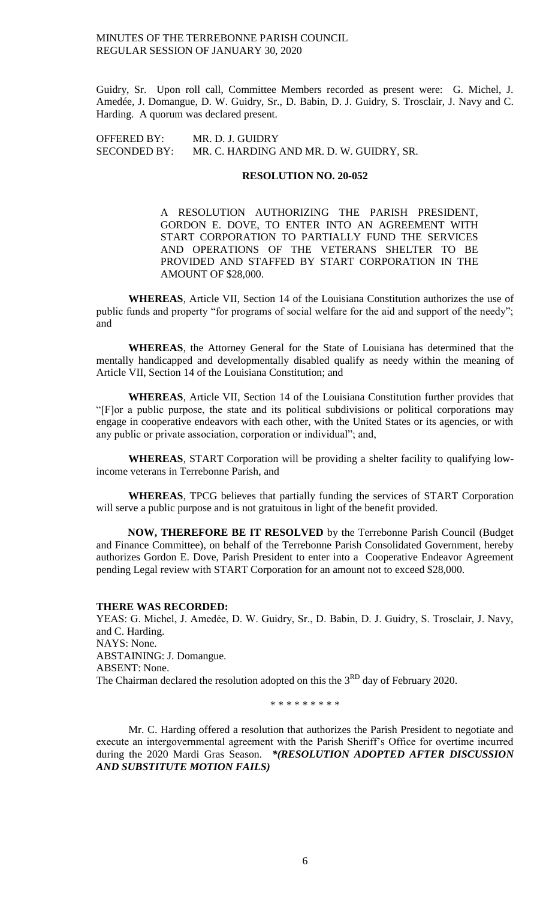Guidry, Sr. Upon roll call, Committee Members recorded as present were: G. Michel, J. Amedée, J. Domangue, D. W. Guidry, Sr., D. Babin, D. J. Guidry, S. Trosclair, J. Navy and C. Harding. A quorum was declared present.

OFFERED BY: MR. D. J. GUIDRY
SECONDED BY: MR. C. HARDING AND MR. D. W. GUIDRY, SR.

**RESOLUTION NO. 20-052**

A RESOLUTION AUTHORIZING THE PARISH PRESIDENT, GORDON E. DOVE, TO ENTER INTO AN AGREEMENT WITH START CORPORATION TO PARTIALLY FUND THE SERVICES AND OPERATIONS OF THE VETERANS SHELTER TO BE PROVIDED AND STAFFED BY START CORPORATION IN THE AMOUNT OF $28,000.

**WHEREAS**, Article VII, Section 14 of the Louisiana Constitution authorizes the use of public funds and property "for programs of social welfare for the aid and support of the needy"; and

**WHEREAS**, the Attorney General for the State of Louisiana has determined that the mentally handicapped and developmentally disabled qualify as needy within the meaning of Article VII, Section 14 of the Louisiana Constitution; and

**WHEREAS**, Article VII, Section 14 of the Louisiana Constitution further provides that "[F]or a public purpose, the state and its political subdivisions or political corporations may engage in cooperative endeavors with each other, with the United States or its agencies, or with any public or private association, corporation or individual"; and,

**WHEREAS**, START Corporation will be providing a shelter facility to qualifying low-income veterans in Terrebonne Parish, and

**WHEREAS**, TPCG believes that partially funding the services of START Corporation will serve a public purpose and is not gratuitous in light of the benefit provided.

**NOW, THEREFORE BE IT RESOLVED** by the Terrebonne Parish Council (Budget and Finance Committee), on behalf of the Terrebonne Parish Consolidated Government, hereby authorizes Gordon E. Dove, Parish President to enter into a Cooperative Endeavor Agreement pending Legal review with START Corporation for an amount not to exceed $28,000.

**THERE WAS RECORDED:**
YEAS: G. Michel, J. Amedée, D. W. Guidry, Sr., D. Babin, D. J. Guidry, S. Trosclair, J. Navy, and C. Harding.
NAYS: None.
ABSTAINING: J. Domangue.
ABSENT: None.
The Chairman declared the resolution adopted on this the 3RD day of February 2020.

\* \* \* \* \* \* \* \* \*

Mr. C. Harding offered a resolution that authorizes the Parish President to negotiate and execute an intergovernmental agreement with the Parish Sheriff's Office for overtime incurred during the 2020 Mardi Gras Season. ***\*(RESOLUTION ADOPTED AFTER DISCUSSION AND SUBSTITUTE MOTION FAILS)***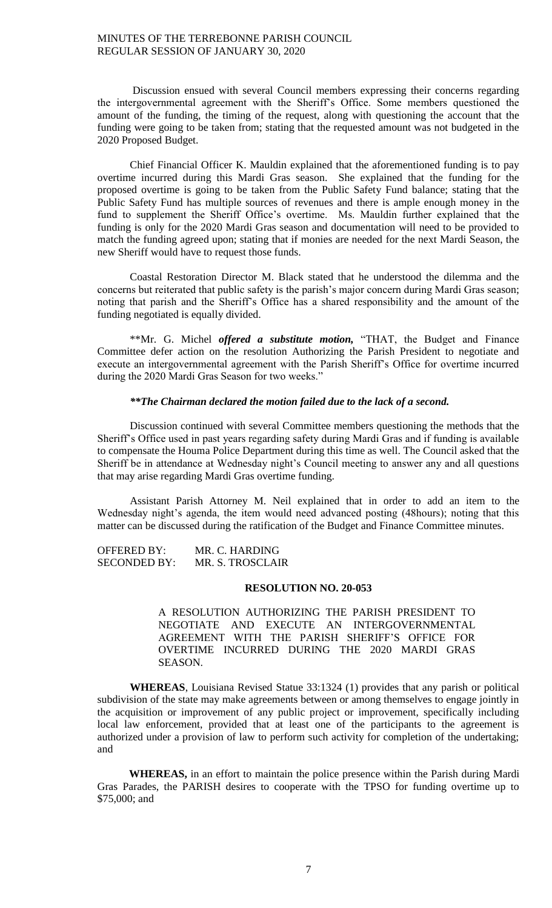Discussion ensued with several Council members expressing their concerns regarding the intergovernmental agreement with the Sheriff's Office. Some members questioned the amount of the funding, the timing of the request, along with questioning the account that the funding were going to be taken from; stating that the requested amount was not budgeted in the 2020 Proposed Budget.

Chief Financial Officer K. Mauldin explained that the aforementioned funding is to pay overtime incurred during this Mardi Gras season. She explained that the funding for the proposed overtime is going to be taken from the Public Safety Fund balance; stating that the Public Safety Fund has multiple sources of revenues and there is ample enough money in the fund to supplement the Sheriff Office's overtime. Ms. Mauldin further explained that the funding is only for the 2020 Mardi Gras season and documentation will need to be provided to match the funding agreed upon; stating that if monies are needed for the next Mardi Season, the new Sheriff would have to request those funds.

Coastal Restoration Director M. Black stated that he understood the dilemma and the concerns but reiterated that public safety is the parish's major concern during Mardi Gras season; noting that parish and the Sheriff's Office has a shared responsibility and the amount of the funding negotiated is equally divided.

**Mr. G. Michel ***offered a substitute motion,*** "THAT, the Budget and Finance Committee defer action on the resolution Authorizing the Parish President to negotiate and execute an intergovernmental agreement with the Parish Sheriff's Office for overtime incurred during the 2020 Mardi Gras Season for two weeks."

***\*\*The Chairman declared the motion failed due to the lack of a second.***

Discussion continued with several Committee members questioning the methods that the Sheriff's Office used in past years regarding safety during Mardi Gras and if funding is available to compensate the Houma Police Department during this time as well. The Council asked that the Sheriff be in attendance at Wednesday night's Council meeting to answer any and all questions that may arise regarding Mardi Gras overtime funding.

Assistant Parish Attorney M. Neil explained that in order to add an item to the Wednesday night's agenda, the item would need advanced posting (48hours); noting that this matter can be discussed during the ratification of the Budget and Finance Committee minutes.

OFFERED BY: MR. C. HARDING
SECONDED BY: MR. S. TROSCLAIR

**RESOLUTION NO. 20-053**

A RESOLUTION AUTHORIZING THE PARISH PRESIDENT TO NEGOTIATE AND EXECUTE AN INTERGOVERNMENTAL AGREEMENT WITH THE PARISH SHERIFF'S OFFICE FOR OVERTIME INCURRED DURING THE 2020 MARDI GRAS SEASON.

**WHEREAS**, Louisiana Revised Statue 33:1324 (1) provides that any parish or political subdivision of the state may make agreements between or among themselves to engage jointly in the acquisition or improvement of any public project or improvement, specifically including local law enforcement, provided that at least one of the participants to the agreement is authorized under a provision of law to perform such activity for completion of the undertaking; and

**WHEREAS,** in an effort to maintain the police presence within the Parish during Mardi Gras Parades, the PARISH desires to cooperate with the TPSO for funding overtime up to $75,000; and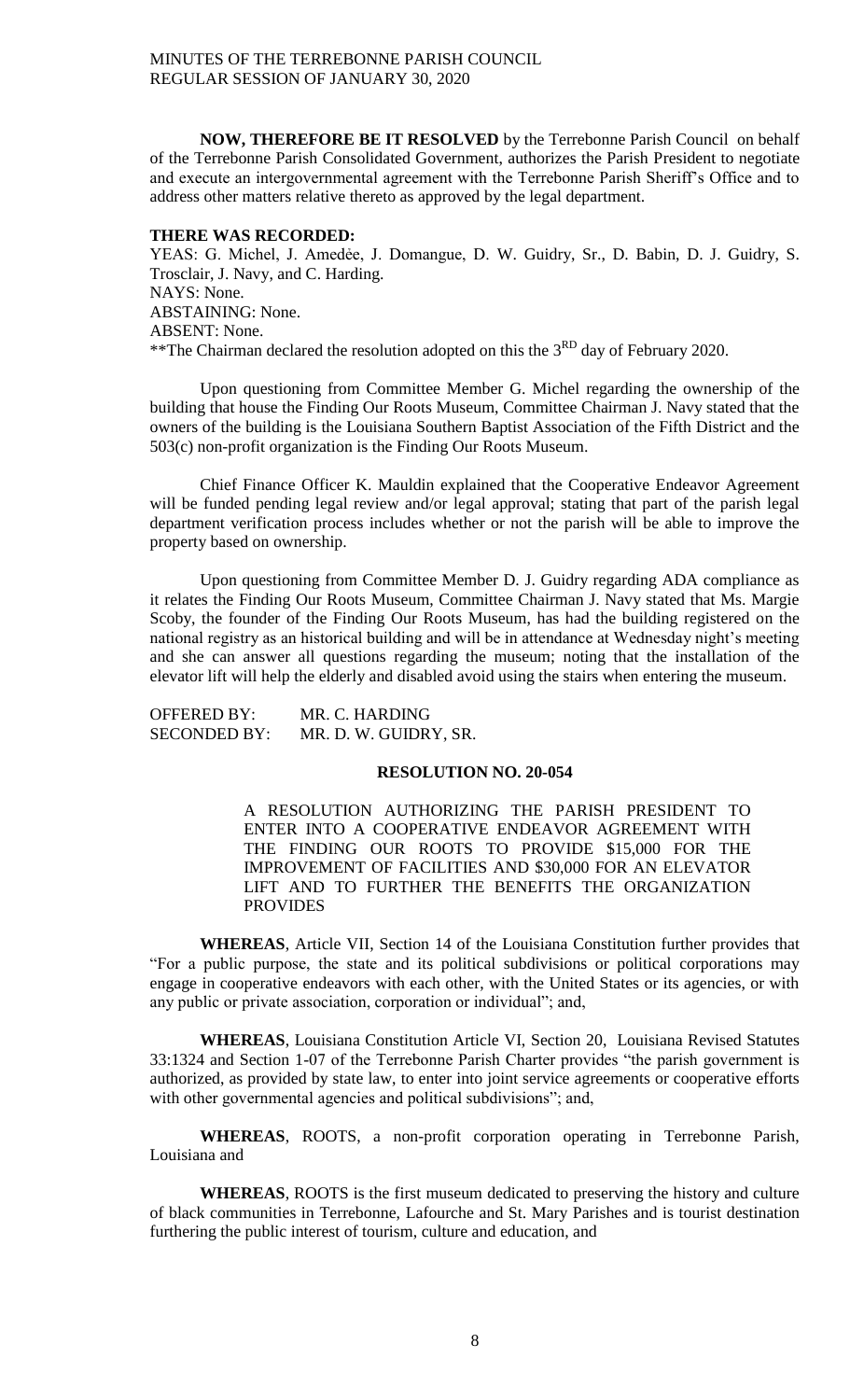**NOW, THEREFORE BE IT RESOLVED** by the Terrebonne Parish Council on behalf of the Terrebonne Parish Consolidated Government, authorizes the Parish President to negotiate and execute an intergovernmental agreement with the Terrebonne Parish Sheriff's Office and to address other matters relative thereto as approved by the legal department.

**THERE WAS RECORDED:**

YEAS: G. Michel, J. Amedée, J. Domangue, D. W. Guidry, Sr., D. Babin, D. J. Guidry, S. Trosclair, J. Navy, and C. Harding.
NAYS: None.
ABSTAINING: None.
ABSENT: None.
**The Chairman declared the resolution adopted on this the 3RD day of February 2020.

Upon questioning from Committee Member G. Michel regarding the ownership of the building that house the Finding Our Roots Museum, Committee Chairman J. Navy stated that the owners of the building is the Louisiana Southern Baptist Association of the Fifth District and the 503(c) non-profit organization is the Finding Our Roots Museum.

Chief Finance Officer K. Mauldin explained that the Cooperative Endeavor Agreement will be funded pending legal review and/or legal approval; stating that part of the parish legal department verification process includes whether or not the parish will be able to improve the property based on ownership.

Upon questioning from Committee Member D. J. Guidry regarding ADA compliance as it relates the Finding Our Roots Museum, Committee Chairman J. Navy stated that Ms. Margie Scoby, the founder of the Finding Our Roots Museum, has had the building registered on the national registry as an historical building and will be in attendance at Wednesday night's meeting and she can answer all questions regarding the museum; noting that the installation of the elevator lift will help the elderly and disabled avoid using the stairs when entering the museum.

OFFERED BY: MR. C. HARDING
SECONDED BY: MR. D. W. GUIDRY, SR.

**RESOLUTION NO. 20-054**

A RESOLUTION AUTHORIZING THE PARISH PRESIDENT TO ENTER INTO A COOPERATIVE ENDEAVOR AGREEMENT WITH THE FINDING OUR ROOTS TO PROVIDE $15,000 FOR THE IMPROVEMENT OF FACILITIES AND $30,000 FOR AN ELEVATOR LIFT AND TO FURTHER THE BENEFITS THE ORGANIZATION PROVIDES

**WHEREAS**, Article VII, Section 14 of the Louisiana Constitution further provides that "For a public purpose, the state and its political subdivisions or political corporations may engage in cooperative endeavors with each other, with the United States or its agencies, or with any public or private association, corporation or individual"; and,

**WHEREAS**, Louisiana Constitution Article VI, Section 20, Louisiana Revised Statutes 33:1324 and Section 1-07 of the Terrebonne Parish Charter provides "the parish government is authorized, as provided by state law, to enter into joint service agreements or cooperative efforts with other governmental agencies and political subdivisions"; and,

**WHEREAS**, ROOTS, a non-profit corporation operating in Terrebonne Parish, Louisiana and

**WHEREAS**, ROOTS is the first museum dedicated to preserving the history and culture of black communities in Terrebonne, Lafourche and St. Mary Parishes and is tourist destination furthering the public interest of tourism, culture and education, and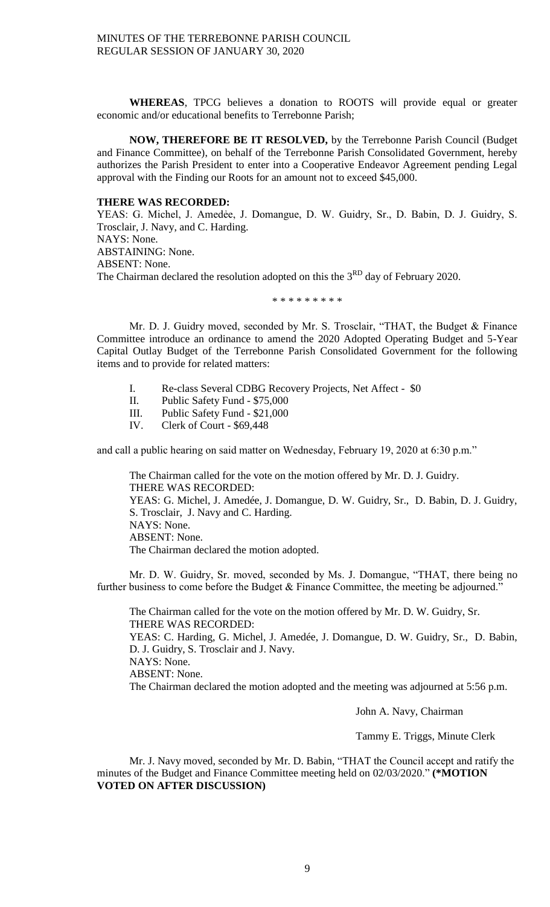**WHEREAS**, TPCG believes a donation to ROOTS will provide equal or greater economic and/or educational benefits to Terrebonne Parish;

**NOW, THEREFORE BE IT RESOLVED,** by the Terrebonne Parish Council (Budget and Finance Committee), on behalf of the Terrebonne Parish Consolidated Government, hereby authorizes the Parish President to enter into a Cooperative Endeavor Agreement pending Legal approval with the Finding our Roots for an amount not to exceed $45,000.

**THERE WAS RECORDED:**
YEAS: G. Michel, J. Amedèe, J. Domangue, D. W. Guidry, Sr., D. Babin, D. J. Guidry, S. Trosclair, J. Navy, and C. Harding.
NAYS: None.
ABSTAINING: None.
ABSENT: None.
The Chairman declared the resolution adopted on this the 3RD day of February 2020.

\* \* \* \* \* \* \* \* \*

Mr. D. J. Guidry moved, seconded by Mr. S. Trosclair, "THAT, the Budget & Finance Committee introduce an ordinance to amend the 2020 Adopted Operating Budget and 5-Year Capital Outlay Budget of the Terrebonne Parish Consolidated Government for the following items and to provide for related matters:

I. Re-class Several CDBG Recovery Projects, Net Affect - $0
II. Public Safety Fund - $75,000
III. Public Safety Fund - $21,000
IV. Clerk of Court - $69,448

and call a public hearing on said matter on Wednesday, February 19, 2020 at 6:30 p.m."

The Chairman called for the vote on the motion offered by Mr. D. J. Guidry.
THERE WAS RECORDED:
YEAS: G. Michel, J. Amedée, J. Domangue, D. W. Guidry, Sr., D. Babin, D. J. Guidry, S. Trosclair, J. Navy and C. Harding.
NAYS: None.
ABSENT: None.
The Chairman declared the motion adopted.

Mr. D. W. Guidry, Sr. moved, seconded by Ms. J. Domangue, "THAT, there being no further business to come before the Budget & Finance Committee, the meeting be adjourned."

The Chairman called for the vote on the motion offered by Mr. D. W. Guidry, Sr.
THERE WAS RECORDED:
YEAS: C. Harding, G. Michel, J. Amedée, J. Domangue, D. W. Guidry, Sr., D. Babin, D. J. Guidry, S. Trosclair and J. Navy.
NAYS: None.
ABSENT: None.
The Chairman declared the motion adopted and the meeting was adjourned at 5:56 p.m.

John A. Navy, Chairman

Tammy E. Triggs, Minute Clerk

Mr. J. Navy moved, seconded by Mr. D. Babin, "THAT the Council accept and ratify the minutes of the Budget and Finance Committee meeting held on 02/03/2020." **(\*MOTION VOTED ON AFTER DISCUSSION)**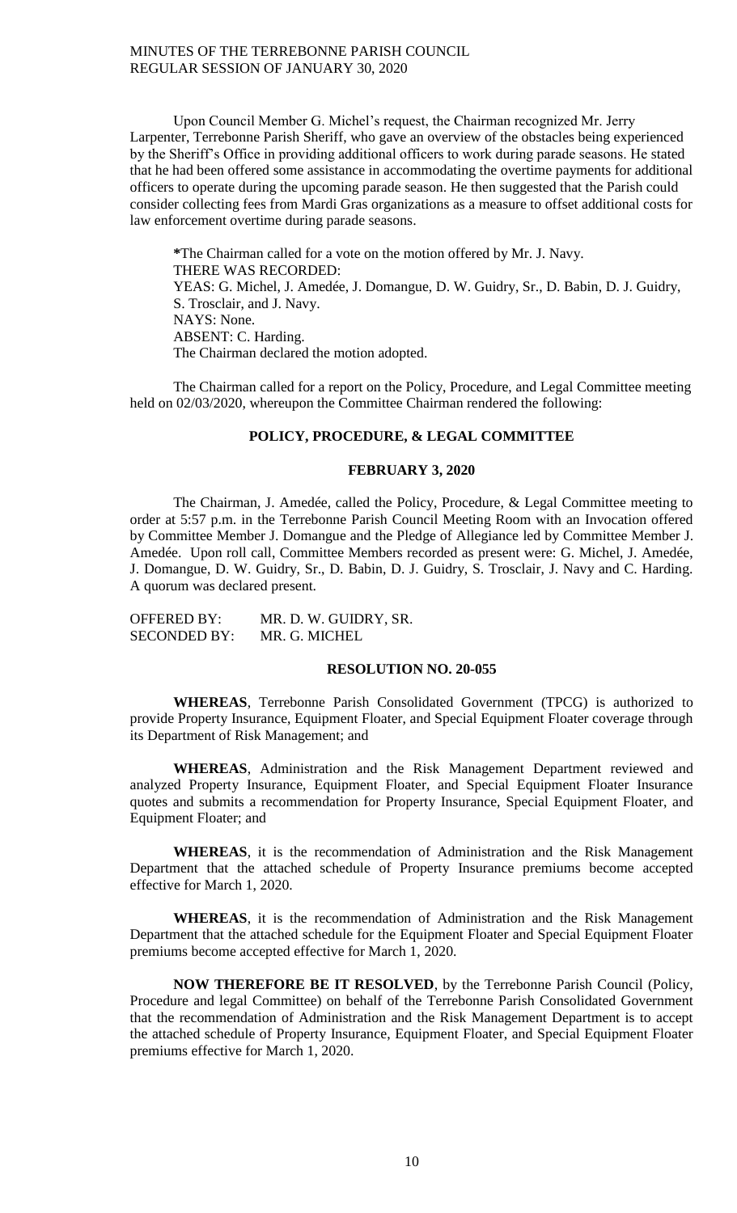Upon Council Member G. Michel's request, the Chairman recognized Mr. Jerry Larpenter, Terrebonne Parish Sheriff, who gave an overview of the obstacles being experienced by the Sheriff's Office in providing additional officers to work during parade seasons. He stated that he had been offered some assistance in accommodating the overtime payments for additional officers to operate during the upcoming parade season. He then suggested that the Parish could consider collecting fees from Mardi Gras organizations as a measure to offset additional costs for law enforcement overtime during parade seasons.

*The Chairman called for a vote on the motion offered by Mr. J. Navy.
THERE WAS RECORDED:
YEAS: G. Michel, J. Amedée, J. Domangue, D. W. Guidry, Sr., D. Babin, D. J. Guidry, S. Trosclair, and J. Navy.
NAYS: None.
ABSENT: C. Harding.
The Chairman declared the motion adopted.

The Chairman called for a report on the Policy, Procedure, and Legal Committee meeting held on 02/03/2020, whereupon the Committee Chairman rendered the following:

## POLICY, PROCEDURE, & LEGAL COMMITTEE

### FEBRUARY 3, 2020

The Chairman, J. Amedée, called the Policy, Procedure, & Legal Committee meeting to order at 5:57 p.m. in the Terrebonne Parish Council Meeting Room with an Invocation offered by Committee Member J. Domangue and the Pledge of Allegiance led by Committee Member J. Amedée. Upon roll call, Committee Members recorded as present were: G. Michel, J. Amedée, J. Domangue, D. W. Guidry, Sr., D. Babin, D. J. Guidry, S. Trosclair, J. Navy and C. Harding. A quorum was declared present.

OFFERED BY: MR. D. W. GUIDRY, SR.
SECONDED BY: MR. G. MICHEL

### RESOLUTION NO. 20-055

**WHEREAS**, Terrebonne Parish Consolidated Government (TPCG) is authorized to provide Property Insurance, Equipment Floater, and Special Equipment Floater coverage through its Department of Risk Management; and

**WHEREAS**, Administration and the Risk Management Department reviewed and analyzed Property Insurance, Equipment Floater, and Special Equipment Floater Insurance quotes and submits a recommendation for Property Insurance, Special Equipment Floater, and Equipment Floater; and

**WHEREAS**, it is the recommendation of Administration and the Risk Management Department that the attached schedule of Property Insurance premiums become accepted effective for March 1, 2020.

**WHEREAS**, it is the recommendation of Administration and the Risk Management Department that the attached schedule for the Equipment Floater and Special Equipment Floater premiums become accepted effective for March 1, 2020.

**NOW THEREFORE BE IT RESOLVED**, by the Terrebonne Parish Council (Policy, Procedure and legal Committee) on behalf of the Terrebonne Parish Consolidated Government that the recommendation of Administration and the Risk Management Department is to accept the attached schedule of Property Insurance, Equipment Floater, and Special Equipment Floater premiums effective for March 1, 2020.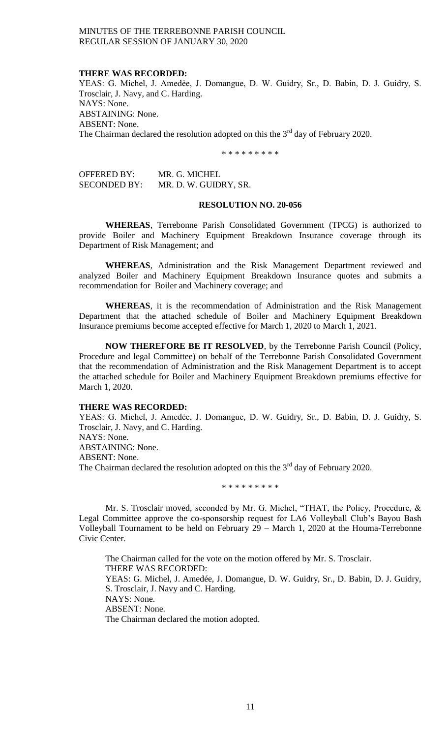**THERE WAS RECORDED:**
YEAS: G. Michel, J. Amedèe, J. Domangue, D. W. Guidry, Sr., D. Babin, D. J. Guidry, S. Trosclair, J. Navy, and C. Harding.
NAYS: None.
ABSTAINING: None.
ABSENT: None.
The Chairman declared the resolution adopted on this the 3rd day of February 2020.

\* \* \* \* \* \* \* \* \*

OFFERED BY: MR. G. MICHEL
SECONDED BY: MR. D. W. GUIDRY, SR.

**RESOLUTION NO. 20-056**

**WHEREAS**, Terrebonne Parish Consolidated Government (TPCG) is authorized to provide Boiler and Machinery Equipment Breakdown Insurance coverage through its Department of Risk Management; and

**WHEREAS**, Administration and the Risk Management Department reviewed and analyzed Boiler and Machinery Equipment Breakdown Insurance quotes and submits a recommendation for Boiler and Machinery coverage; and

**WHEREAS**, it is the recommendation of Administration and the Risk Management Department that the attached schedule of Boiler and Machinery Equipment Breakdown Insurance premiums become accepted effective for March 1, 2020 to March 1, 2021.

**NOW THEREFORE BE IT RESOLVED**, by the Terrebonne Parish Council (Policy, Procedure and legal Committee) on behalf of the Terrebonne Parish Consolidated Government that the recommendation of Administration and the Risk Management Department is to accept the attached schedule for Boiler and Machinery Equipment Breakdown premiums effective for March 1, 2020.

**THERE WAS RECORDED:**
YEAS: G. Michel, J. Amedèe, J. Domangue, D. W. Guidry, Sr., D. Babin, D. J. Guidry, S. Trosclair, J. Navy, and C. Harding.
NAYS: None.
ABSTAINING: None.
ABSENT: None.
The Chairman declared the resolution adopted on this the 3rd day of February 2020.

\* \* \* \* \* \* \* \* \*

Mr. S. Trosclair moved, seconded by Mr. G. Michel, "THAT, the Policy, Procedure, & Legal Committee approve the co-sponsorship request for LA6 Volleyball Club's Bayou Bash Volleyball Tournament to be held on February 29 – March 1, 2020 at the Houma-Terrebonne Civic Center.

The Chairman called for the vote on the motion offered by Mr. S. Trosclair.
THERE WAS RECORDED:
YEAS: G. Michel, J. Amedée, J. Domangue, D. W. Guidry, Sr., D. Babin, D. J. Guidry, S. Trosclair, J. Navy and C. Harding.
NAYS: None.
ABSENT: None.
The Chairman declared the motion adopted.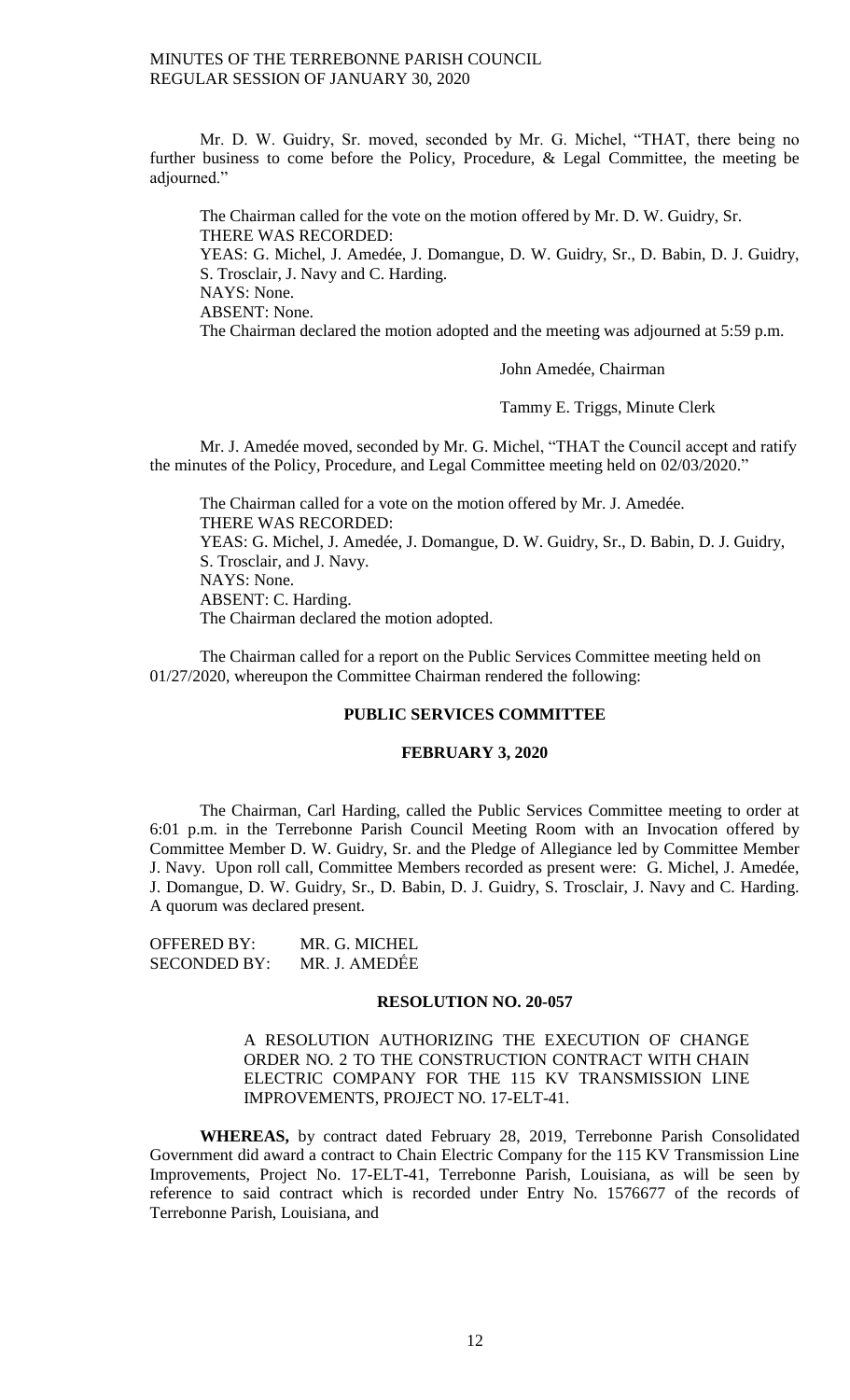Mr. D. W. Guidry, Sr. moved, seconded by Mr. G. Michel, "THAT, there being no further business to come before the Policy, Procedure, & Legal Committee, the meeting be adjourned."

The Chairman called for the vote on the motion offered by Mr. D. W. Guidry, Sr.
THERE WAS RECORDED:
YEAS: G. Michel, J. Amedée, J. Domangue, D. W. Guidry, Sr., D. Babin, D. J. Guidry, S. Trosclair, J. Navy and C. Harding.
NAYS: None.
ABSENT: None.
The Chairman declared the motion adopted and the meeting was adjourned at 5:59 p.m.

John Amedée, Chairman

Tammy E. Triggs, Minute Clerk

Mr. J. Amedée moved, seconded by Mr. G. Michel, "THAT the Council accept and ratify the minutes of the Policy, Procedure, and Legal Committee meeting held on 02/03/2020."

The Chairman called for a vote on the motion offered by Mr. J. Amedée.
THERE WAS RECORDED:
YEAS: G. Michel, J. Amedée, J. Domangue, D. W. Guidry, Sr., D. Babin, D. J. Guidry, S. Trosclair, and J. Navy.
NAYS: None.
ABSENT: C. Harding.
The Chairman declared the motion adopted.

The Chairman called for a report on the Public Services Committee meeting held on 01/27/2020, whereupon the Committee Chairman rendered the following:

**PUBLIC SERVICES COMMITTEE**

**FEBRUARY 3, 2020**

The Chairman, Carl Harding, called the Public Services Committee meeting to order at 6:01 p.m. in the Terrebonne Parish Council Meeting Room with an Invocation offered by Committee Member D. W. Guidry, Sr. and the Pledge of Allegiance led by Committee Member J. Navy. Upon roll call, Committee Members recorded as present were: G. Michel, J. Amedée, J. Domangue, D. W. Guidry, Sr., D. Babin, D. J. Guidry, S. Trosclair, J. Navy and C. Harding. A quorum was declared present.

OFFERED BY: MR. G. MICHEL
SECONDED BY: MR. J. AMEDĖE

**RESOLUTION NO. 20-057**

A RESOLUTION AUTHORIZING THE EXECUTION OF CHANGE ORDER NO. 2 TO THE CONSTRUCTION CONTRACT WITH CHAIN ELECTRIC COMPANY FOR THE 115 KV TRANSMISSION LINE IMPROVEMENTS, PROJECT NO. 17-ELT-41.

**WHEREAS,** by contract dated February 28, 2019, Terrebonne Parish Consolidated Government did award a contract to Chain Electric Company for the 115 KV Transmission Line Improvements, Project No. 17-ELT-41, Terrebonne Parish, Louisiana, as will be seen by reference to said contract which is recorded under Entry No. 1576677 of the records of Terrebonne Parish, Louisiana, and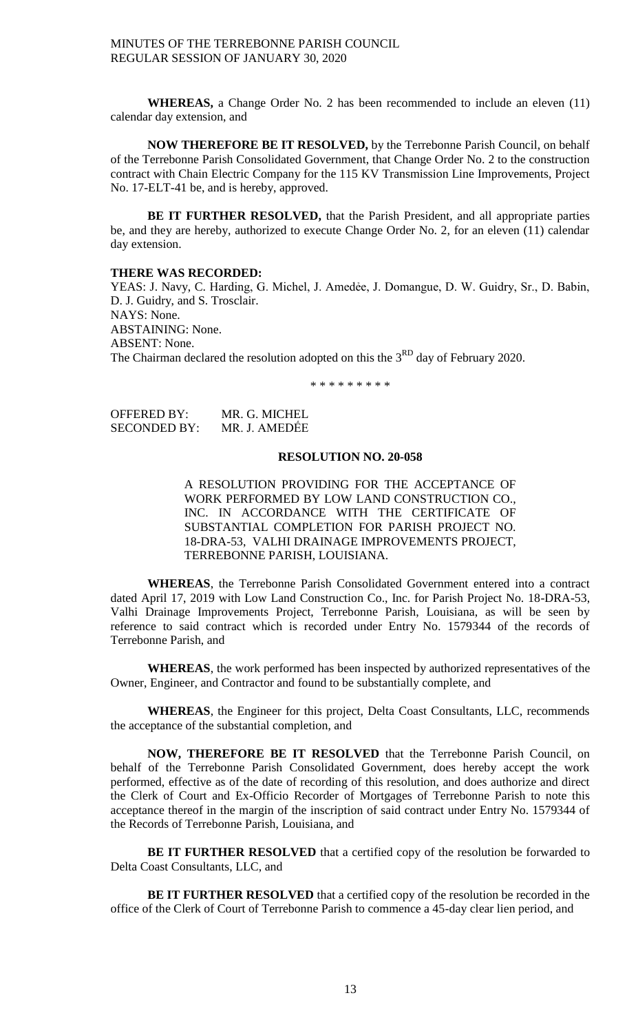**WHEREAS,** a Change Order No. 2 has been recommended to include an eleven (11) calendar day extension, and

**NOW THEREFORE BE IT RESOLVED,** by the Terrebonne Parish Council, on behalf of the Terrebonne Parish Consolidated Government, that Change Order No. 2 to the construction contract with Chain Electric Company for the 115 KV Transmission Line Improvements, Project No. 17-ELT-41 be, and is hereby, approved.

**BE IT FURTHER RESOLVED,** that the Parish President, and all appropriate parties be, and they are hereby, authorized to execute Change Order No. 2, for an eleven (11) calendar day extension.

**THERE WAS RECORDED:**
YEAS: J. Navy, C. Harding, G. Michel, J. Amedée, J. Domangue, D. W. Guidry, Sr., D. Babin, D. J. Guidry, and S. Trosclair.
NAYS: None.
ABSTAINING: None.
ABSENT: None.
The Chairman declared the resolution adopted on this the 3RD day of February 2020.

\* \* \* \* \* \* \* \* \*

OFFERED BY: MR. G. MICHEL
SECONDED BY: MR. J. AMEDÉE

**RESOLUTION NO. 20-058**

A RESOLUTION PROVIDING FOR THE ACCEPTANCE OF WORK PERFORMED BY LOW LAND CONSTRUCTION CO., INC. IN ACCORDANCE WITH THE CERTIFICATE OF SUBSTANTIAL COMPLETION FOR PARISH PROJECT NO. 18-DRA-53, VALHI DRAINAGE IMPROVEMENTS PROJECT, TERREBONNE PARISH, LOUISIANA.

**WHEREAS**, the Terrebonne Parish Consolidated Government entered into a contract dated April 17, 2019 with Low Land Construction Co., Inc. for Parish Project No. 18-DRA-53, Valhi Drainage Improvements Project, Terrebonne Parish, Louisiana, as will be seen by reference to said contract which is recorded under Entry No. 1579344 of the records of Terrebonne Parish, and

**WHEREAS**, the work performed has been inspected by authorized representatives of the Owner, Engineer, and Contractor and found to be substantially complete, and

**WHEREAS**, the Engineer for this project, Delta Coast Consultants, LLC, recommends the acceptance of the substantial completion, and

**NOW, THEREFORE BE IT RESOLVED** that the Terrebonne Parish Council, on behalf of the Terrebonne Parish Consolidated Government, does hereby accept the work performed, effective as of the date of recording of this resolution, and does authorize and direct the Clerk of Court and Ex-Officio Recorder of Mortgages of Terrebonne Parish to note this acceptance thereof in the margin of the inscription of said contract under Entry No. 1579344 of the Records of Terrebonne Parish, Louisiana, and

**BE IT FURTHER RESOLVED** that a certified copy of the resolution be forwarded to Delta Coast Consultants, LLC, and

**BE IT FURTHER RESOLVED** that a certified copy of the resolution be recorded in the office of the Clerk of Court of Terrebonne Parish to commence a 45-day clear lien period, and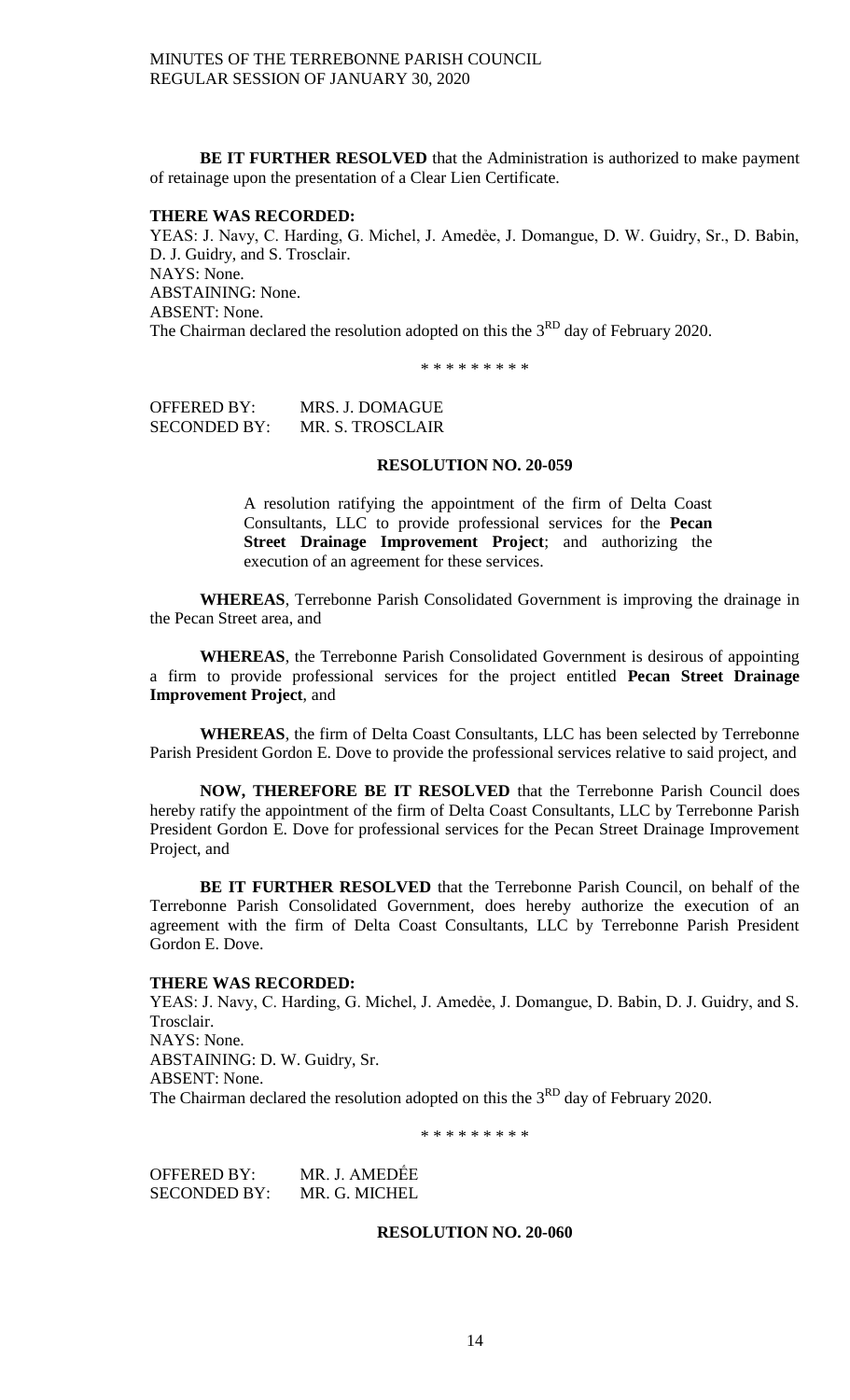**BE IT FURTHER RESOLVED** that the Administration is authorized to make payment of retainage upon the presentation of a Clear Lien Certificate.

**THERE WAS RECORDED:**
YEAS: J. Navy, C. Harding, G. Michel, J. Amedée, J. Domangue, D. W. Guidry, Sr., D. Babin, D. J. Guidry, and S. Trosclair.
NAYS: None.
ABSTAINING: None.
ABSENT: None.
The Chairman declared the resolution adopted on this the 3RD day of February 2020.

\* \* \* \* \* \* \* \* \*

OFFERED BY: MRS. J. DOMAGUE
SECONDED BY: MR. S. TROSCLAIR

**RESOLUTION NO. 20-059**

A resolution ratifying the appointment of the firm of Delta Coast Consultants, LLC to provide professional services for the **Pecan Street Drainage Improvement Project**; and authorizing the execution of an agreement for these services.

**WHEREAS**, Terrebonne Parish Consolidated Government is improving the drainage in the Pecan Street area, and

**WHEREAS**, the Terrebonne Parish Consolidated Government is desirous of appointing a firm to provide professional services for the project entitled **Pecan Street Drainage Improvement Project**, and

**WHEREAS**, the firm of Delta Coast Consultants, LLC has been selected by Terrebonne Parish President Gordon E. Dove to provide the professional services relative to said project, and

**NOW, THEREFORE BE IT RESOLVED** that the Terrebonne Parish Council does hereby ratify the appointment of the firm of Delta Coast Consultants, LLC by Terrebonne Parish President Gordon E. Dove for professional services for the Pecan Street Drainage Improvement Project, and

**BE IT FURTHER RESOLVED** that the Terrebonne Parish Council, on behalf of the Terrebonne Parish Consolidated Government, does hereby authorize the execution of an agreement with the firm of Delta Coast Consultants, LLC by Terrebonne Parish President Gordon E. Dove.

**THERE WAS RECORDED:**
YEAS: J. Navy, C. Harding, G. Michel, J. Amedẻe, J. Domangue, D. Babin, D. J. Guidry, and S. Trosclair.
NAYS: None.
ABSTAINING: D. W. Guidry, Sr.
ABSENT: None.
The Chairman declared the resolution adopted on this the 3RD day of February 2020.

\* \* \* \* \* \* \* \* \*

OFFERED BY: MR. J. AMEDÉE
SECONDED BY: MR. G. MICHEL

**RESOLUTION NO. 20-060**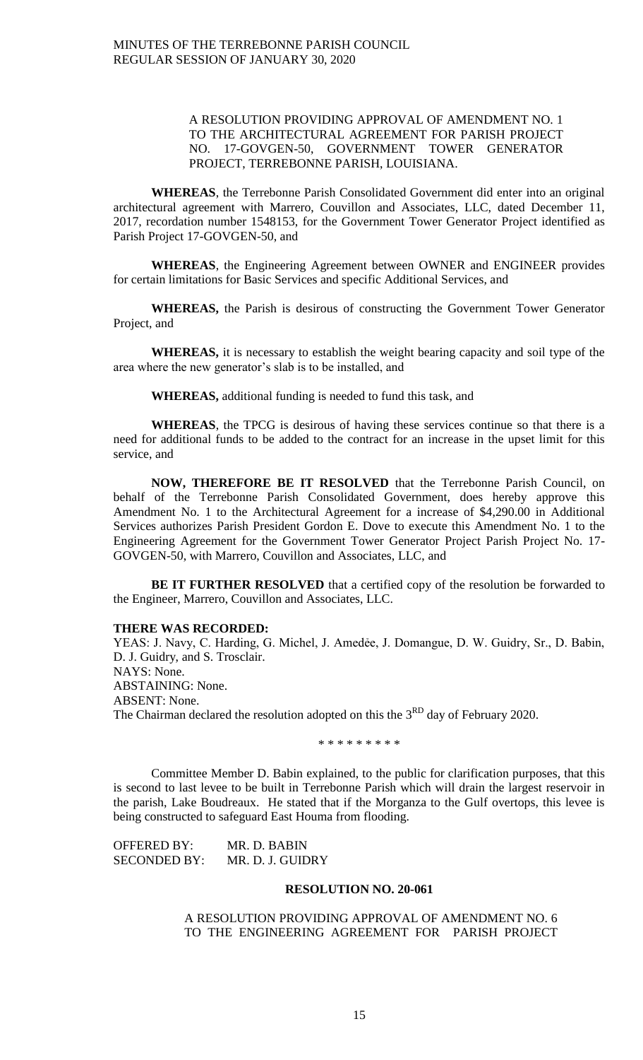A RESOLUTION PROVIDING APPROVAL OF AMENDMENT NO. 1 TO THE ARCHITECTURAL AGREEMENT FOR PARISH PROJECT NO. 17-GOVGEN-50, GOVERNMENT TOWER GENERATOR PROJECT, TERREBONNE PARISH, LOUISIANA.

**WHEREAS**, the Terrebonne Parish Consolidated Government did enter into an original architectural agreement with Marrero, Couvillon and Associates, LLC, dated December 11, 2017, recordation number 1548153, for the Government Tower Generator Project identified as Parish Project 17-GOVGEN-50, and

**WHEREAS**, the Engineering Agreement between OWNER and ENGINEER provides for certain limitations for Basic Services and specific Additional Services, and

**WHEREAS,** the Parish is desirous of constructing the Government Tower Generator Project, and

**WHEREAS,** it is necessary to establish the weight bearing capacity and soil type of the area where the new generator's slab is to be installed, and

**WHEREAS,** additional funding is needed to fund this task, and

**WHEREAS**, the TPCG is desirous of having these services continue so that there is a need for additional funds to be added to the contract for an increase in the upset limit for this service, and

**NOW, THEREFORE BE IT RESOLVED** that the Terrebonne Parish Council, on behalf of the Terrebonne Parish Consolidated Government, does hereby approve this Amendment No. 1 to the Architectural Agreement for a increase of $4,290.00 in Additional Services authorizes Parish President Gordon E. Dove to execute this Amendment No. 1 to the Engineering Agreement for the Government Tower Generator Project Parish Project No. 17-GOVGEN-50, with Marrero, Couvillon and Associates, LLC, and

**BE IT FURTHER RESOLVED** that a certified copy of the resolution be forwarded to the Engineer, Marrero, Couvillon and Associates, LLC.

**THERE WAS RECORDED:**

YEAS: J. Navy, C. Harding, G. Michel, J. Amedée, J. Domangue, D. W. Guidry, Sr., D. Babin, D. J. Guidry, and S. Trosclair.
NAYS: None.
ABSTAINING: None.
ABSENT: None.
The Chairman declared the resolution adopted on this the 3RD day of February 2020.

\* \* \* \* \* \* \* \* \*

Committee Member D. Babin explained, to the public for clarification purposes, that this is second to last levee to be built in Terrebonne Parish which will drain the largest reservoir in the parish, Lake Boudreaux. He stated that if the Morganza to the Gulf overtops, this levee is being constructed to safeguard East Houma from flooding.

OFFERED BY: MR. D. BABIN
SECONDED BY: MR. D. J. GUIDRY

**RESOLUTION NO. 20-061**

A RESOLUTION PROVIDING APPROVAL OF AMENDMENT NO. 6 TO THE ENGINEERING AGREEMENT FOR PARISH PROJECT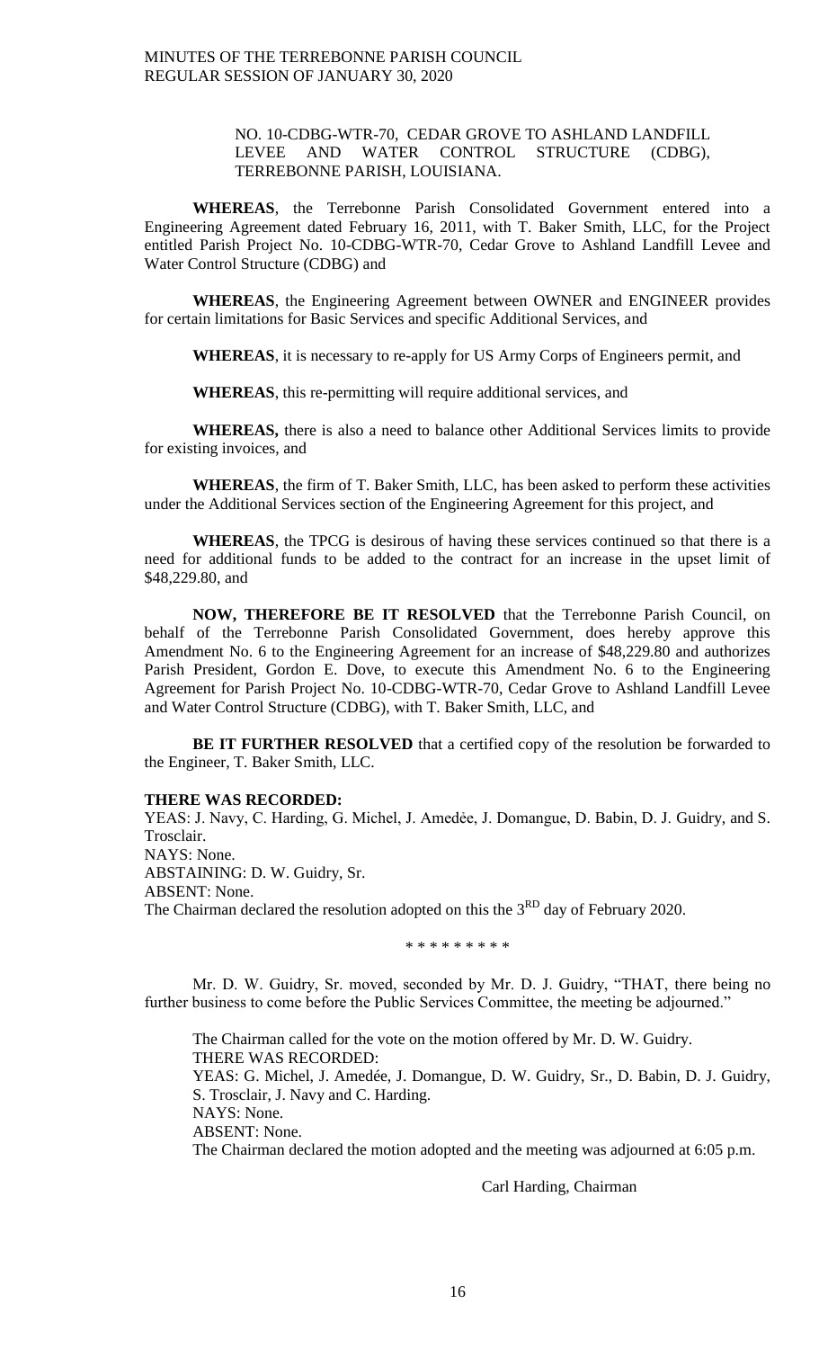NO. 10-CDBG-WTR-70, CEDAR GROVE TO ASHLAND LANDFILL LEVEE AND WATER CONTROL STRUCTURE (CDBG), TERREBONNE PARISH, LOUISIANA.

**WHEREAS**, the Terrebonne Parish Consolidated Government entered into a Engineering Agreement dated February 16, 2011, with T. Baker Smith, LLC, for the Project entitled Parish Project No. 10-CDBG-WTR-70, Cedar Grove to Ashland Landfill Levee and Water Control Structure (CDBG) and

**WHEREAS**, the Engineering Agreement between OWNER and ENGINEER provides for certain limitations for Basic Services and specific Additional Services, and

**WHEREAS**, it is necessary to re-apply for US Army Corps of Engineers permit, and

**WHEREAS**, this re-permitting will require additional services, and

**WHEREAS,** there is also a need to balance other Additional Services limits to provide for existing invoices, and

**WHEREAS**, the firm of T. Baker Smith, LLC, has been asked to perform these activities under the Additional Services section of the Engineering Agreement for this project, and

**WHEREAS**, the TPCG is desirous of having these services continued so that there is a need for additional funds to be added to the contract for an increase in the upset limit of $48,229.80, and

**NOW, THEREFORE BE IT RESOLVED** that the Terrebonne Parish Council, on behalf of the Terrebonne Parish Consolidated Government, does hereby approve this Amendment No. 6 to the Engineering Agreement for an increase of $48,229.80 and authorizes Parish President, Gordon E. Dove, to execute this Amendment No. 6 to the Engineering Agreement for Parish Project No. 10-CDBG-WTR-70, Cedar Grove to Ashland Landfill Levee and Water Control Structure (CDBG), with T. Baker Smith, LLC, and

**BE IT FURTHER RESOLVED** that a certified copy of the resolution be forwarded to the Engineer, T. Baker Smith, LLC.

**THERE WAS RECORDED:**
YEAS: J. Navy, C. Harding, G. Michel, J. Amedẻe, J. Domangue, D. Babin, D. J. Guidry, and S. Trosclair.
NAYS: None.
ABSTAINING: D. W. Guidry, Sr.
ABSENT: None.
The Chairman declared the resolution adopted on this the 3RD day of February 2020.

\* \* \* \* \* \* \* \* \*

Mr. D. W. Guidry, Sr. moved, seconded by Mr. D. J. Guidry, "THAT, there being no further business to come before the Public Services Committee, the meeting be adjourned."

The Chairman called for the vote on the motion offered by Mr. D. W. Guidry.
THERE WAS RECORDED:
YEAS: G. Michel, J. Amedée, J. Domangue, D. W. Guidry, Sr., D. Babin, D. J. Guidry, S. Trosclair, J. Navy and C. Harding.
NAYS: None.
ABSENT: None.
The Chairman declared the motion adopted and the meeting was adjourned at 6:05 p.m.

Carl Harding, Chairman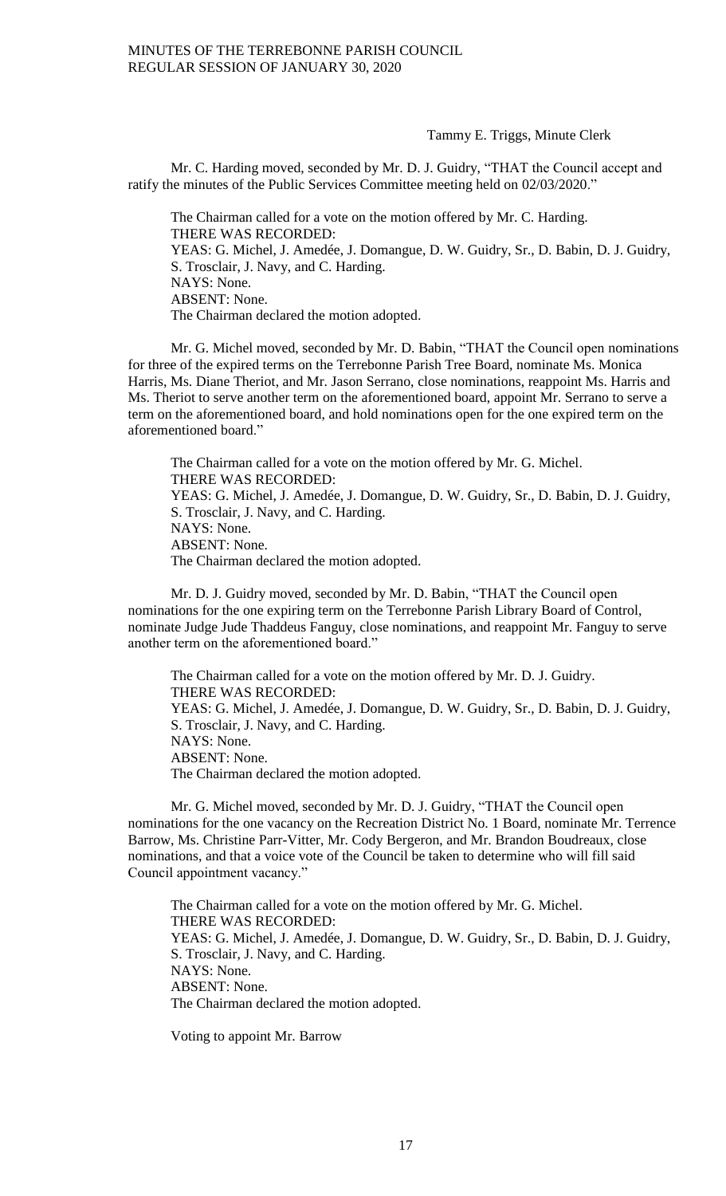Tammy E. Triggs, Minute Clerk

Mr. C. Harding moved, seconded by Mr. D. J. Guidry, "THAT the Council accept and ratify the minutes of the Public Services Committee meeting held on 02/03/2020."

The Chairman called for a vote on the motion offered by Mr. C. Harding.
THERE WAS RECORDED:
YEAS: G. Michel, J. Amedée, J. Domangue, D. W. Guidry, Sr., D. Babin, D. J. Guidry, S. Trosclair, J. Navy, and C. Harding.
NAYS: None.
ABSENT: None.
The Chairman declared the motion adopted.

Mr. G. Michel moved, seconded by Mr. D. Babin, "THAT the Council open nominations for three of the expired terms on the Terrebonne Parish Tree Board, nominate Ms. Monica Harris, Ms. Diane Theriot, and Mr. Jason Serrano, close nominations, reappoint Ms. Harris and Ms. Theriot to serve another term on the aforementioned board, appoint Mr. Serrano to serve a term on the aforementioned board, and hold nominations open for the one expired term on the aforementioned board."

The Chairman called for a vote on the motion offered by Mr. G. Michel.
THERE WAS RECORDED:
YEAS: G. Michel, J. Amedée, J. Domangue, D. W. Guidry, Sr., D. Babin, D. J. Guidry, S. Trosclair, J. Navy, and C. Harding.
NAYS: None.
ABSENT: None.
The Chairman declared the motion adopted.

Mr. D. J. Guidry moved, seconded by Mr. D. Babin, "THAT the Council open nominations for the one expiring term on the Terrebonne Parish Library Board of Control, nominate Judge Jude Thaddeus Fanguy, close nominations, and reappoint Mr. Fanguy to serve another term on the aforementioned board."

The Chairman called for a vote on the motion offered by Mr. D. J. Guidry.
THERE WAS RECORDED:
YEAS: G. Michel, J. Amedée, J. Domangue, D. W. Guidry, Sr., D. Babin, D. J. Guidry, S. Trosclair, J. Navy, and C. Harding.
NAYS: None.
ABSENT: None.
The Chairman declared the motion adopted.

Mr. G. Michel moved, seconded by Mr. D. J. Guidry, "THAT the Council open nominations for the one vacancy on the Recreation District No. 1 Board, nominate Mr. Terrence Barrow, Ms. Christine Parr-Vitter, Mr. Cody Bergeron, and Mr. Brandon Boudreaux, close nominations, and that a voice vote of the Council be taken to determine who will fill said Council appointment vacancy."

The Chairman called for a vote on the motion offered by Mr. G. Michel.
THERE WAS RECORDED:
YEAS: G. Michel, J. Amedée, J. Domangue, D. W. Guidry, Sr., D. Babin, D. J. Guidry, S. Trosclair, J. Navy, and C. Harding.
NAYS: None.
ABSENT: None.
The Chairman declared the motion adopted.

Voting to appoint Mr. Barrow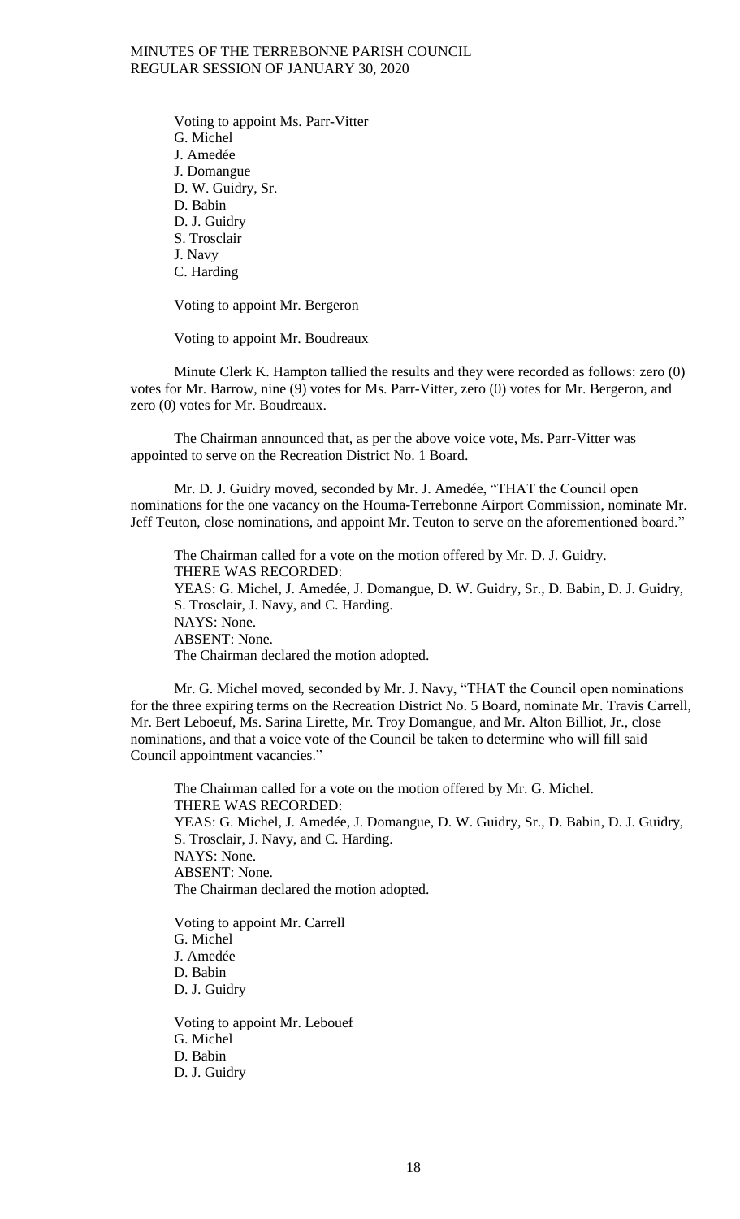Voting to appoint Ms. Parr-Vitter
G. Michel
J. Amedée
J. Domangue
D. W. Guidry, Sr.
D. Babin
D. J. Guidry
S. Trosclair
J. Navy
C. Harding

Voting to appoint Mr. Bergeron

Voting to appoint Mr. Boudreaux

Minute Clerk K. Hampton tallied the results and they were recorded as follows: zero (0) votes for Mr. Barrow, nine (9) votes for Ms. Parr-Vitter, zero (0) votes for Mr. Bergeron, and zero (0) votes for Mr. Boudreaux.

The Chairman announced that, as per the above voice vote, Ms. Parr-Vitter was appointed to serve on the Recreation District No. 1 Board.

Mr. D. J. Guidry moved, seconded by Mr. J. Amedée, "THAT the Council open nominations for the one vacancy on the Houma-Terrebonne Airport Commission, nominate Mr. Jeff Teuton, close nominations, and appoint Mr. Teuton to serve on the aforementioned board."

The Chairman called for a vote on the motion offered by Mr. D. J. Guidry.
THERE WAS RECORDED:
YEAS: G. Michel, J. Amedée, J. Domangue, D. W. Guidry, Sr., D. Babin, D. J. Guidry, S. Trosclair, J. Navy, and C. Harding.
NAYS: None.
ABSENT: None.
The Chairman declared the motion adopted.

Mr. G. Michel moved, seconded by Mr. J. Navy, "THAT the Council open nominations for the three expiring terms on the Recreation District No. 5 Board, nominate Mr. Travis Carrell, Mr. Bert Leboeuf, Ms. Sarina Lirette, Mr. Troy Domangue, and Mr. Alton Billiot, Jr., close nominations, and that a voice vote of the Council be taken to determine who will fill said Council appointment vacancies."

The Chairman called for a vote on the motion offered by Mr. G. Michel.
THERE WAS RECORDED:
YEAS: G. Michel, J. Amedée, J. Domangue, D. W. Guidry, Sr., D. Babin, D. J. Guidry, S. Trosclair, J. Navy, and C. Harding.
NAYS: None.
ABSENT: None.
The Chairman declared the motion adopted.

Voting to appoint Mr. Carrell
G. Michel
J. Amedée
D. Babin
D. J. Guidry

Voting to appoint Mr. Lebouef
G. Michel
D. Babin
D. J. Guidry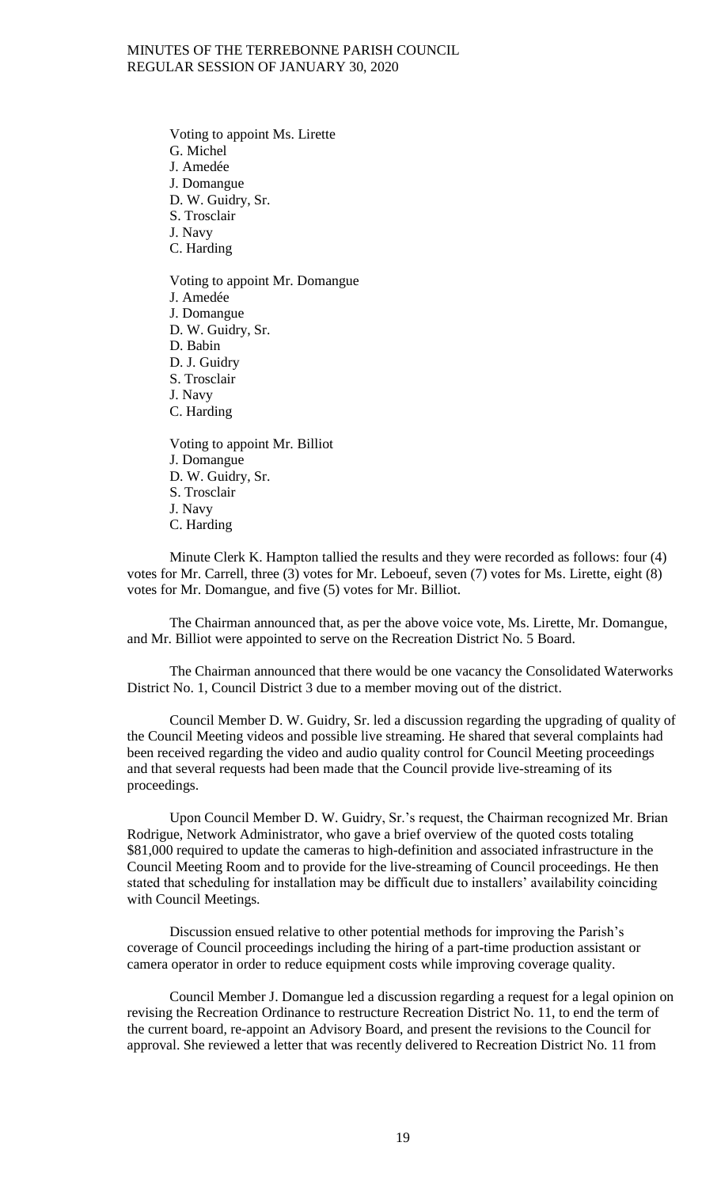Voting to appoint Ms. Lirette
G. Michel
J. Amedée
J. Domangue
D. W. Guidry, Sr.
S. Trosclair
J. Navy
C. Harding

Voting to appoint Mr. Domangue
J. Amedée
J. Domangue
D. W. Guidry, Sr.
D. Babin
D. J. Guidry
S. Trosclair
J. Navy
C. Harding

Voting to appoint Mr. Billiot
J. Domangue
D. W. Guidry, Sr.
S. Trosclair
J. Navy
C. Harding

Minute Clerk K. Hampton tallied the results and they were recorded as follows: four (4) votes for Mr. Carrell, three (3) votes for Mr. Leboeuf, seven (7) votes for Ms. Lirette, eight (8) votes for Mr. Domangue, and five (5) votes for Mr. Billiot.

The Chairman announced that, as per the above voice vote, Ms. Lirette, Mr. Domangue, and Mr. Billiot were appointed to serve on the Recreation District No. 5 Board.

The Chairman announced that there would be one vacancy the Consolidated Waterworks District No. 1, Council District 3 due to a member moving out of the district.

Council Member D. W. Guidry, Sr. led a discussion regarding the upgrading of quality of the Council Meeting videos and possible live streaming. He shared that several complaints had been received regarding the video and audio quality control for Council Meeting proceedings and that several requests had been made that the Council provide live-streaming of its proceedings.

Upon Council Member D. W. Guidry, Sr.'s request, the Chairman recognized Mr. Brian Rodrigue, Network Administrator, who gave a brief overview of the quoted costs totaling \$81,000 required to update the cameras to high-definition and associated infrastructure in the Council Meeting Room and to provide for the live-streaming of Council proceedings. He then stated that scheduling for installation may be difficult due to installers' availability coinciding with Council Meetings.

Discussion ensued relative to other potential methods for improving the Parish's coverage of Council proceedings including the hiring of a part-time production assistant or camera operator in order to reduce equipment costs while improving coverage quality.

Council Member J. Domangue led a discussion regarding a request for a legal opinion on revising the Recreation Ordinance to restructure Recreation District No. 11, to end the term of the current board, re-appoint an Advisory Board, and present the revisions to the Council for approval. She reviewed a letter that was recently delivered to Recreation District No. 11 from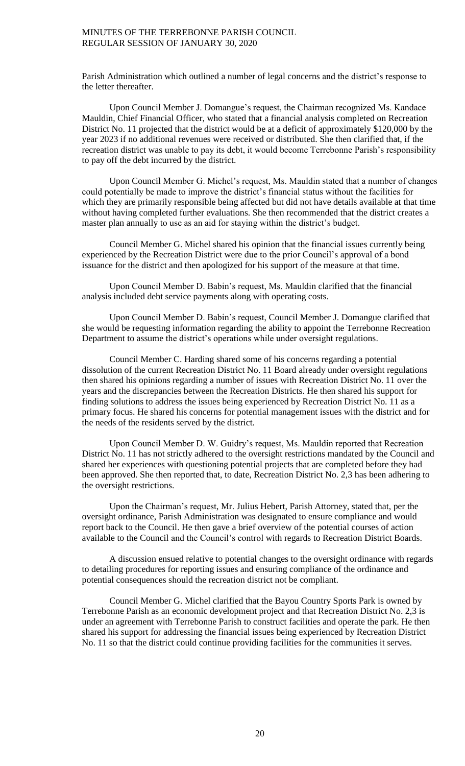Parish Administration which outlined a number of legal concerns and the district's response to the letter thereafter.

Upon Council Member J. Domangue's request, the Chairman recognized Ms. Kandace Mauldin, Chief Financial Officer, who stated that a financial analysis completed on Recreation District No. 11 projected that the district would be at a deficit of approximately $120,000 by the year 2023 if no additional revenues were received or distributed. She then clarified that, if the recreation district was unable to pay its debt, it would become Terrebonne Parish's responsibility to pay off the debt incurred by the district.

Upon Council Member G. Michel's request, Ms. Mauldin stated that a number of changes could potentially be made to improve the district's financial status without the facilities for which they are primarily responsible being affected but did not have details available at that time without having completed further evaluations. She then recommended that the district creates a master plan annually to use as an aid for staying within the district's budget.

Council Member G. Michel shared his opinion that the financial issues currently being experienced by the Recreation District were due to the prior Council's approval of a bond issuance for the district and then apologized for his support of the measure at that time.

Upon Council Member D. Babin's request, Ms. Mauldin clarified that the financial analysis included debt service payments along with operating costs.

Upon Council Member D. Babin's request, Council Member J. Domangue clarified that she would be requesting information regarding the ability to appoint the Terrebonne Recreation Department to assume the district's operations while under oversight regulations.

Council Member C. Harding shared some of his concerns regarding a potential dissolution of the current Recreation District No. 11 Board already under oversight regulations then shared his opinions regarding a number of issues with Recreation District No. 11 over the years and the discrepancies between the Recreation Districts. He then shared his support for finding solutions to address the issues being experienced by Recreation District No. 11 as a primary focus. He shared his concerns for potential management issues with the district and for the needs of the residents served by the district.

Upon Council Member D. W. Guidry's request, Ms. Mauldin reported that Recreation District No. 11 has not strictly adhered to the oversight restrictions mandated by the Council and shared her experiences with questioning potential projects that are completed before they had been approved. She then reported that, to date, Recreation District No. 2,3 has been adhering to the oversight restrictions.

Upon the Chairman's request, Mr. Julius Hebert, Parish Attorney, stated that, per the oversight ordinance, Parish Administration was designated to ensure compliance and would report back to the Council. He then gave a brief overview of the potential courses of action available to the Council and the Council's control with regards to Recreation District Boards.

A discussion ensued relative to potential changes to the oversight ordinance with regards to detailing procedures for reporting issues and ensuring compliance of the ordinance and potential consequences should the recreation district not be compliant.

Council Member G. Michel clarified that the Bayou Country Sports Park is owned by Terrebonne Parish as an economic development project and that Recreation District No. 2,3 is under an agreement with Terrebonne Parish to construct facilities and operate the park. He then shared his support for addressing the financial issues being experienced by Recreation District No. 11 so that the district could continue providing facilities for the communities it serves.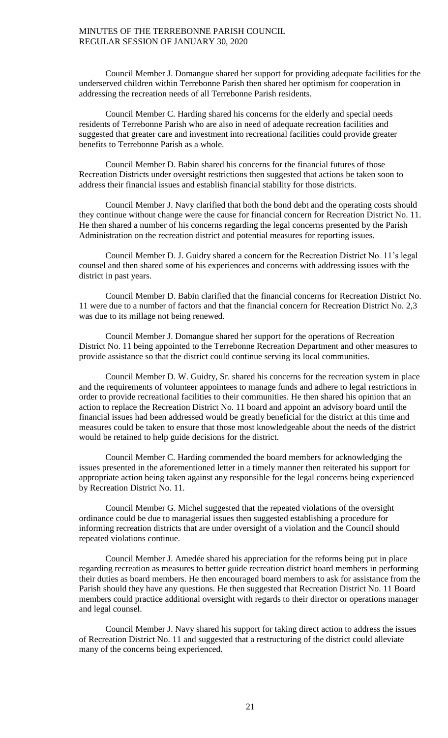Council Member J. Domangue shared her support for providing adequate facilities for the underserved children within Terrebonne Parish then shared her optimism for cooperation in addressing the recreation needs of all Terrebonne Parish residents.

Council Member C. Harding shared his concerns for the elderly and special needs residents of Terrebonne Parish who are also in need of adequate recreation facilities and suggested that greater care and investment into recreational facilities could provide greater benefits to Terrebonne Parish as a whole.

Council Member D. Babin shared his concerns for the financial futures of those Recreation Districts under oversight restrictions then suggested that actions be taken soon to address their financial issues and establish financial stability for those districts.

Council Member J. Navy clarified that both the bond debt and the operating costs should they continue without change were the cause for financial concern for Recreation District No. 11. He then shared a number of his concerns regarding the legal concerns presented by the Parish Administration on the recreation district and potential measures for reporting issues.

Council Member D. J. Guidry shared a concern for the Recreation District No. 11's legal counsel and then shared some of his experiences and concerns with addressing issues with the district in past years.

Council Member D. Babin clarified that the financial concerns for Recreation District No. 11 were due to a number of factors and that the financial concern for Recreation District No. 2,3 was due to its millage not being renewed.

Council Member J. Domangue shared her support for the operations of Recreation District No. 11 being appointed to the Terrebonne Recreation Department and other measures to provide assistance so that the district could continue serving its local communities.

Council Member D. W. Guidry, Sr. shared his concerns for the recreation system in place and the requirements of volunteer appointees to manage funds and adhere to legal restrictions in order to provide recreational facilities to their communities. He then shared his opinion that an action to replace the Recreation District No. 11 board and appoint an advisory board until the financial issues had been addressed would be greatly beneficial for the district at this time and measures could be taken to ensure that those most knowledgeable about the needs of the district would be retained to help guide decisions for the district.

Council Member C. Harding commended the board members for acknowledging the issues presented in the aforementioned letter in a timely manner then reiterated his support for appropriate action being taken against any responsible for the legal concerns being experienced by Recreation District No. 11.

Council Member G. Michel suggested that the repeated violations of the oversight ordinance could be due to managerial issues then suggested establishing a procedure for informing recreation districts that are under oversight of a violation and the Council should repeated violations continue.

Council Member J. Amedée shared his appreciation for the reforms being put in place regarding recreation as measures to better guide recreation district board members in performing their duties as board members. He then encouraged board members to ask for assistance from the Parish should they have any questions. He then suggested that Recreation District No. 11 Board members could practice additional oversight with regards to their director or operations manager and legal counsel.

Council Member J. Navy shared his support for taking direct action to address the issues of Recreation District No. 11 and suggested that a restructuring of the district could alleviate many of the concerns being experienced.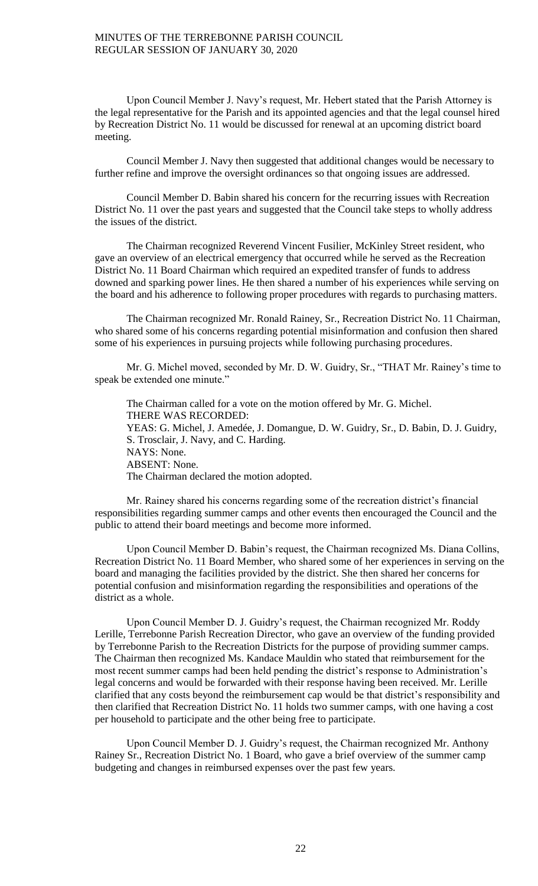Upon Council Member J. Navy's request, Mr. Hebert stated that the Parish Attorney is the legal representative for the Parish and its appointed agencies and that the legal counsel hired by Recreation District No. 11 would be discussed for renewal at an upcoming district board meeting.

Council Member J. Navy then suggested that additional changes would be necessary to further refine and improve the oversight ordinances so that ongoing issues are addressed.

Council Member D. Babin shared his concern for the recurring issues with Recreation District No. 11 over the past years and suggested that the Council take steps to wholly address the issues of the district.

The Chairman recognized Reverend Vincent Fusilier, McKinley Street resident, who gave an overview of an electrical emergency that occurred while he served as the Recreation District No. 11 Board Chairman which required an expedited transfer of funds to address downed and sparking power lines. He then shared a number of his experiences while serving on the board and his adherence to following proper procedures with regards to purchasing matters.

The Chairman recognized Mr. Ronald Rainey, Sr., Recreation District No. 11 Chairman, who shared some of his concerns regarding potential misinformation and confusion then shared some of his experiences in pursuing projects while following purchasing procedures.

Mr. G. Michel moved, seconded by Mr. D. W. Guidry, Sr., "THAT Mr. Rainey's time to speak be extended one minute."

The Chairman called for a vote on the motion offered by Mr. G. Michel.
THERE WAS RECORDED:
YEAS: G. Michel, J. Amedée, J. Domangue, D. W. Guidry, Sr., D. Babin, D. J. Guidry, S. Trosclair, J. Navy, and C. Harding.
NAYS: None.
ABSENT: None.
The Chairman declared the motion adopted.

Mr. Rainey shared his concerns regarding some of the recreation district's financial responsibilities regarding summer camps and other events then encouraged the Council and the public to attend their board meetings and become more informed.

Upon Council Member D. Babin's request, the Chairman recognized Ms. Diana Collins, Recreation District No. 11 Board Member, who shared some of her experiences in serving on the board and managing the facilities provided by the district. She then shared her concerns for potential confusion and misinformation regarding the responsibilities and operations of the district as a whole.

Upon Council Member D. J. Guidry's request, the Chairman recognized Mr. Roddy Lerille, Terrebonne Parish Recreation Director, who gave an overview of the funding provided by Terrebonne Parish to the Recreation Districts for the purpose of providing summer camps. The Chairman then recognized Ms. Kandace Mauldin who stated that reimbursement for the most recent summer camps had been held pending the district's response to Administration's legal concerns and would be forwarded with their response having been received. Mr. Lerille clarified that any costs beyond the reimbursement cap would be that district's responsibility and then clarified that Recreation District No. 11 holds two summer camps, with one having a cost per household to participate and the other being free to participate.

Upon Council Member D. J. Guidry's request, the Chairman recognized Mr. Anthony Rainey Sr., Recreation District No. 1 Board, who gave a brief overview of the summer camp budgeting and changes in reimbursed expenses over the past few years.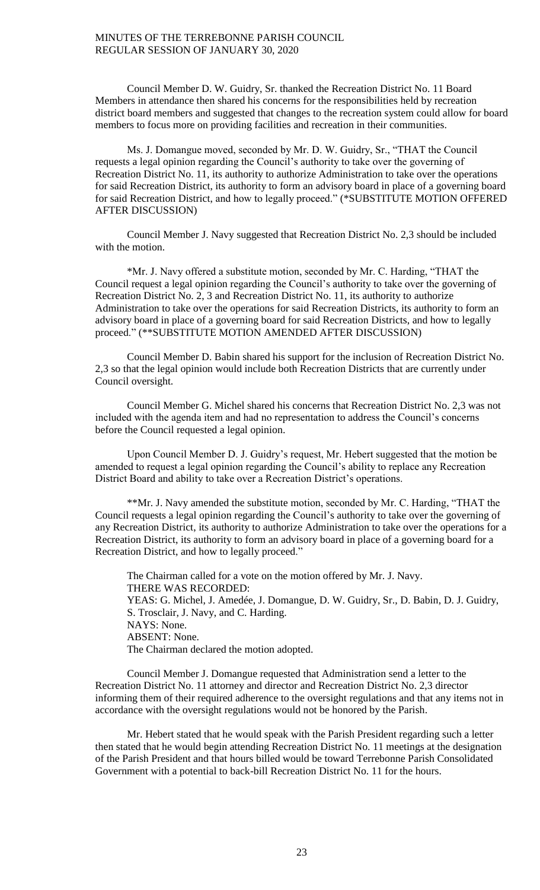Council Member D. W. Guidry, Sr. thanked the Recreation District No. 11 Board Members in attendance then shared his concerns for the responsibilities held by recreation district board members and suggested that changes to the recreation system could allow for board members to focus more on providing facilities and recreation in their communities.

Ms. J. Domangue moved, seconded by Mr. D. W. Guidry, Sr., "THAT the Council requests a legal opinion regarding the Council's authority to take over the governing of Recreation District No. 11, its authority to authorize Administration to take over the operations for said Recreation District, its authority to form an advisory board in place of a governing board for said Recreation District, and how to legally proceed." (*SUBSTITUTE MOTION OFFERED AFTER DISCUSSION)

Council Member J. Navy suggested that Recreation District No. 2,3 should be included with the motion.

*Mr. J. Navy offered a substitute motion, seconded by Mr. C. Harding, "THAT the Council request a legal opinion regarding the Council's authority to take over the governing of Recreation District No. 2, 3 and Recreation District No. 11, its authority to authorize Administration to take over the operations for said Recreation Districts, its authority to form an advisory board in place of a governing board for said Recreation Districts, and how to legally proceed." (**SUBSTITUTE MOTION AMENDED AFTER DISCUSSION)

Council Member D. Babin shared his support for the inclusion of Recreation District No. 2,3 so that the legal opinion would include both Recreation Districts that are currently under Council oversight.

Council Member G. Michel shared his concerns that Recreation District No. 2,3 was not included with the agenda item and had no representation to address the Council's concerns before the Council requested a legal opinion.

Upon Council Member D. J. Guidry's request, Mr. Hebert suggested that the motion be amended to request a legal opinion regarding the Council's ability to replace any Recreation District Board and ability to take over a Recreation District's operations.

**Mr. J. Navy amended the substitute motion, seconded by Mr. C. Harding, "THAT the Council requests a legal opinion regarding the Council's authority to take over the governing of any Recreation District, its authority to authorize Administration to take over the operations for a Recreation District, its authority to form an advisory board in place of a governing board for a Recreation District, and how to legally proceed."

The Chairman called for a vote on the motion offered by Mr. J. Navy.
THERE WAS RECORDED:
YEAS: G. Michel, J. Amedée, J. Domangue, D. W. Guidry, Sr., D. Babin, D. J. Guidry, S. Trosclair, J. Navy, and C. Harding.
NAYS: None.
ABSENT: None.
The Chairman declared the motion adopted.

Council Member J. Domangue requested that Administration send a letter to the Recreation District No. 11 attorney and director and Recreation District No. 2,3 director informing them of their required adherence to the oversight regulations and that any items not in accordance with the oversight regulations would not be honored by the Parish.

Mr. Hebert stated that he would speak with the Parish President regarding such a letter then stated that he would begin attending Recreation District No. 11 meetings at the designation of the Parish President and that hours billed would be toward Terrebonne Parish Consolidated Government with a potential to back-bill Recreation District No. 11 for the hours.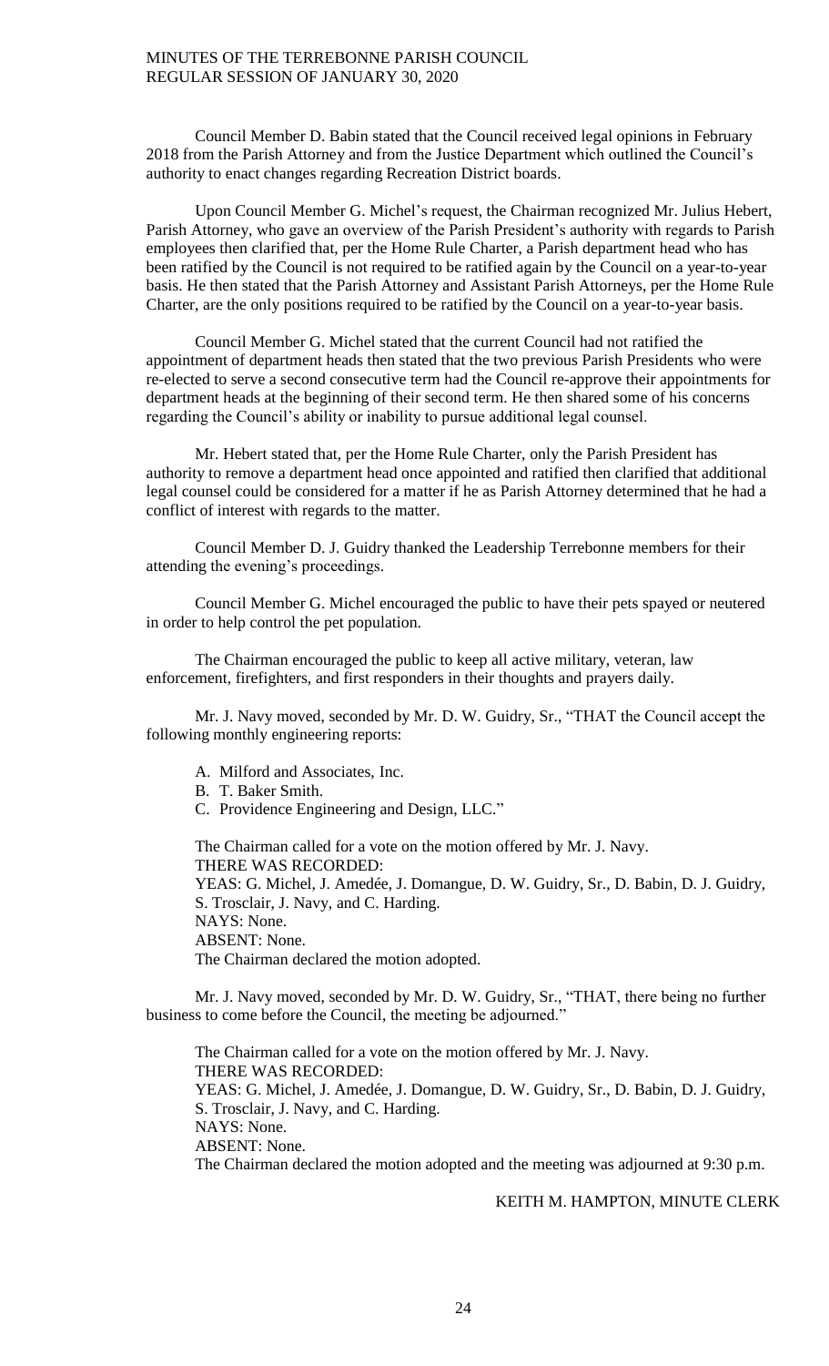Council Member D. Babin stated that the Council received legal opinions in February 2018 from the Parish Attorney and from the Justice Department which outlined the Council's authority to enact changes regarding Recreation District boards.

Upon Council Member G. Michel's request, the Chairman recognized Mr. Julius Hebert, Parish Attorney, who gave an overview of the Parish President's authority with regards to Parish employees then clarified that, per the Home Rule Charter, a Parish department head who has been ratified by the Council is not required to be ratified again by the Council on a year-to-year basis. He then stated that the Parish Attorney and Assistant Parish Attorneys, per the Home Rule Charter, are the only positions required to be ratified by the Council on a year-to-year basis.

Council Member G. Michel stated that the current Council had not ratified the appointment of department heads then stated that the two previous Parish Presidents who were re-elected to serve a second consecutive term had the Council re-approve their appointments for department heads at the beginning of their second term. He then shared some of his concerns regarding the Council's ability or inability to pursue additional legal counsel.

Mr. Hebert stated that, per the Home Rule Charter, only the Parish President has authority to remove a department head once appointed and ratified then clarified that additional legal counsel could be considered for a matter if he as Parish Attorney determined that he had a conflict of interest with regards to the matter.

Council Member D. J. Guidry thanked the Leadership Terrebonne members for their attending the evening's proceedings.

Council Member G. Michel encouraged the public to have their pets spayed or neutered in order to help control the pet population.

The Chairman encouraged the public to keep all active military, veteran, law enforcement, firefighters, and first responders in their thoughts and prayers daily.

Mr. J. Navy moved, seconded by Mr. D. W. Guidry, Sr., "THAT the Council accept the following monthly engineering reports:

A. Milford and Associates, Inc.
B. T. Baker Smith.
C. Providence Engineering and Design, LLC."

The Chairman called for a vote on the motion offered by Mr. J. Navy.
THERE WAS RECORDED:
YEAS: G. Michel, J. Amedée, J. Domangue, D. W. Guidry, Sr., D. Babin, D. J. Guidry, S. Trosclair, J. Navy, and C. Harding.
NAYS: None.
ABSENT: None.
The Chairman declared the motion adopted.

Mr. J. Navy moved, seconded by Mr. D. W. Guidry, Sr., "THAT, there being no further business to come before the Council, the meeting be adjourned."

The Chairman called for a vote on the motion offered by Mr. J. Navy.
THERE WAS RECORDED:
YEAS: G. Michel, J. Amedée, J. Domangue, D. W. Guidry, Sr., D. Babin, D. J. Guidry, S. Trosclair, J. Navy, and C. Harding.
NAYS: None.
ABSENT: None.
The Chairman declared the motion adopted and the meeting was adjourned at 9:30 p.m.

KEITH M. HAMPTON, MINUTE CLERK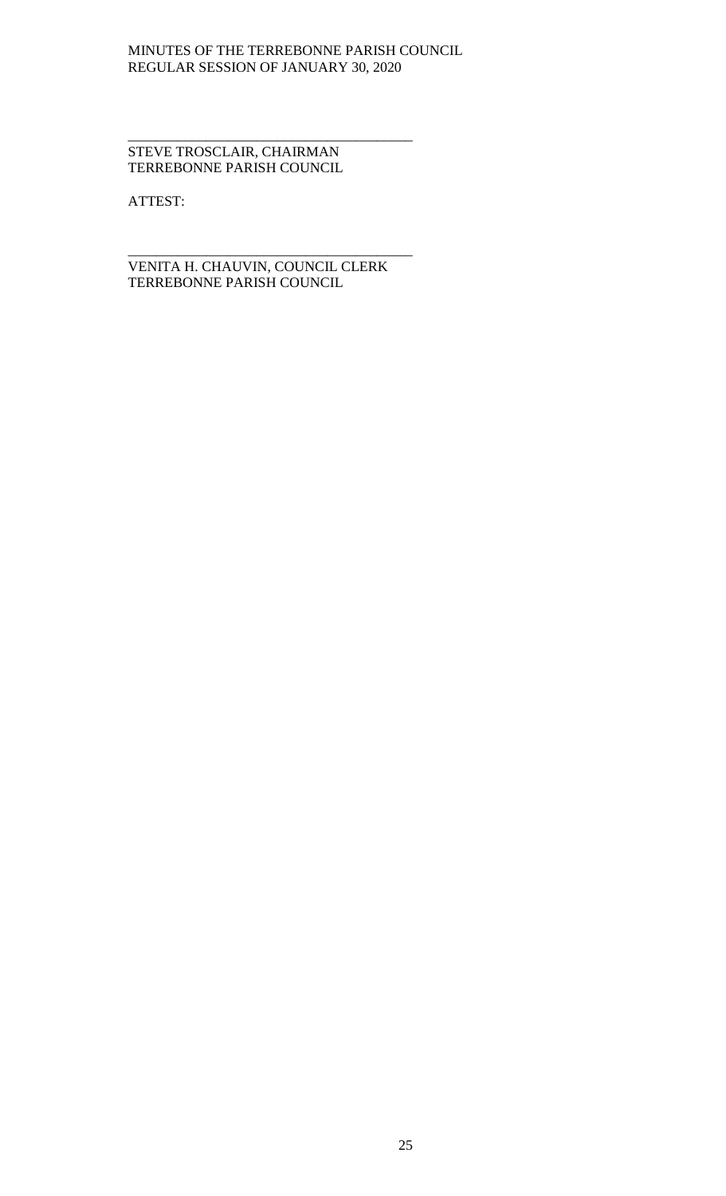\_\_\_\_\_\_\_\_\_\_\_\_\_\_\_\_\_\_\_\_\_\_\_\_\_\_\_\_\_\_\_\_\_\_\_\_\_\_\_\_

STEVE TROSCLAIR, CHAIRMAN
TERREBONNE PARISH COUNCIL

ATTEST:

\_\_\_\_\_\_\_\_\_\_\_\_\_\_\_\_\_\_\_\_\_\_\_\_\_\_\_\_\_\_\_\_\_\_\_\_\_\_\_\_

VENITA H. CHAUVIN, COUNCIL CLERK
TERREBONNE PARISH COUNCIL